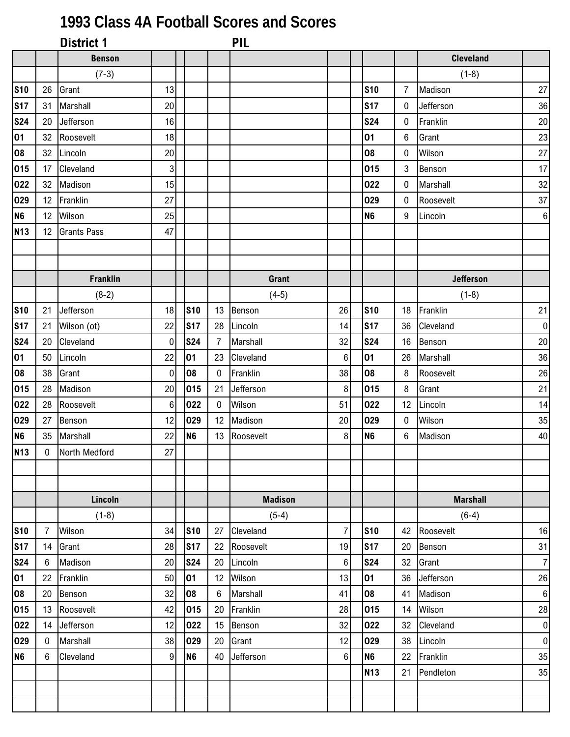# 1993 Class 4A Football Scores and Scores

## District 1 PIL

| | | Benson | | | | | | | | | Cleveland | |
|---|---|---|---|---|---|---|---|---|---|---|---|---|
| | | (7-3) | | | | | | | | | (1-8) | |
| S10 | 26 | Grant | 13 | | | | | | S10 | 7 | Madison | 27 |
| S17 | 31 | Marshall | 20 | | | | | | S17 | 0 | Jefferson | 36 |
| S24 | 20 | Jefferson | 16 | | | | | | S24 | 0 | Franklin | 20 |
| O1 | 32 | Roosevelt | 18 | | | | | | O1 | 6 | Grant | 23 |
| O8 | 32 | Lincoln | 20 | | | | | | O8 | 0 | Wilson | 27 |
| O15 | 17 | Cleveland | 3 | | | | | | O15 | 3 | Benson | 17 |
| O22 | 32 | Madison | 15 | | | | | | O22 | 0 | Marshall | 32 |
| O29 | 12 | Franklin | 27 | | | | | | O29 | 0 | Roosevelt | 37 |
| N6 | 12 | Wilson | 25 | | | | | | N6 | 9 | Lincoln | 6 |
| N13 | 12 | Grants Pass | 47 | | | | | | | | | |

| | | Franklin | | | | | Grant | | | | | Jefferson | |
|---|---|---|---|---|---|---|---|---|---|---|---|---|---|
| | | (8-2) | | | | | (4-5) | | | | | (1-8) | |
| S10 | 21 | Jefferson | 18 | | S10 | 13 | Benson | 26 | | S10 | 18 | Franklin | 21 |
| S17 | 21 | Wilson (ot) | 22 | | S17 | 28 | Lincoln | 14 | | S17 | 36 | Cleveland | 0 |
| S24 | 20 | Cleveland | 0 | | S24 | 7 | Marshall | 32 | | S24 | 16 | Benson | 20 |
| O1 | 50 | Lincoln | 22 | | O1 | 23 | Cleveland | 6 | | O1 | 26 | Marshall | 36 |
| O8 | 38 | Grant | 0 | | O8 | 0 | Franklin | 38 | | O8 | 8 | Roosevelt | 26 |
| O15 | 28 | Madison | 20 | | O15 | 21 | Jefferson | 8 | | O15 | 8 | Grant | 21 |
| O22 | 28 | Roosevelt | 6 | | O22 | 0 | Wilson | 51 | | O22 | 12 | Lincoln | 14 |
| O29 | 27 | Benson | 12 | | O29 | 12 | Madison | 20 | | O29 | 0 | Wilson | 35 |
| N6 | 35 | Marshall | 22 | | N6 | 13 | Roosevelt | 8 | | N6 | 6 | Madison | 40 |
| N13 | 0 | North Medford | 27 | | | | | | | | | | |

| | | Lincoln | | | | | Madison | | | | | Marshall | |
|---|---|---|---|---|---|---|---|---|---|---|---|---|---|
| | | (1-8) | | | | | (5-4) | | | | | (6-4) | |
| S10 | 7 | Wilson | 34 | | S10 | 27 | Cleveland | 7 | | S10 | 42 | Roosevelt | 16 |
| S17 | 14 | Grant | 28 | | S17 | 22 | Roosevelt | 19 | | S17 | 20 | Benson | 31 |
| S24 | 6 | Madison | 20 | | S24 | 20 | Lincoln | 6 | | S24 | 32 | Grant | 7 |
| O1 | 22 | Franklin | 50 | | O1 | 12 | Wilson | 13 | | O1 | 36 | Jefferson | 26 |
| O8 | 20 | Benson | 32 | | O8 | 6 | Marshall | 41 | | O8 | 41 | Madison | 6 |
| O15 | 13 | Roosevelt | 42 | | O15 | 20 | Franklin | 28 | | O15 | 14 | Wilson | 28 |
| O22 | 14 | Jefferson | 12 | | O22 | 15 | Benson | 32 | | O22 | 32 | Cleveland | 0 |
| O29 | 0 | Marshall | 38 | | O29 | 20 | Grant | 12 | | O29 | 38 | Lincoln | 0 |
| N6 | 6 | Cleveland | 9 | | N6 | 40 | Jefferson | 6 | | N6 | 22 | Franklin | 35 |
| | | | | | | | | | | N13 | 21 | Pendleton | 35 |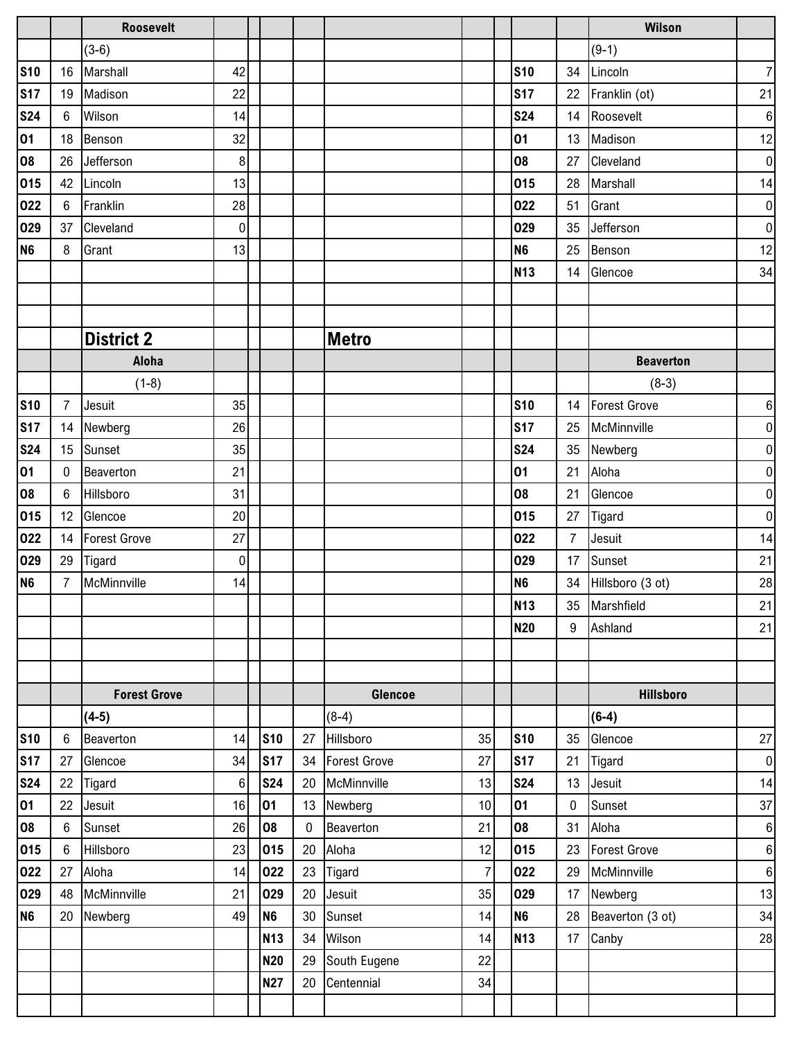### Roosevelt

(3-6)

| Date | Score | Opponent | Opp. Score |
|---|---|---|---|
| S10 | 16 | Marshall | 42 |
| S17 | 19 | Madison | 22 |
| S24 | 6 | Wilson | 14 |
| O1 | 18 | Benson | 32 |
| O8 | 26 | Jefferson | 8 |
| O15 | 42 | Lincoln | 13 |
| O22 | 6 | Franklin | 28 |
| O29 | 37 | Cleveland | 0 |
| N6 | 8 | Grant | 13 |

### Wilson

(9-1)

| Date | Score | Opponent | Opp. Score |
|---|---|---|---|
| S10 | 34 | Lincoln | 7 |
| S17 | 22 | Franklin (ot) | 21 |
| S24 | 14 | Roosevelt | 6 |
| O1 | 13 | Madison | 12 |
| O8 | 27 | Cleveland | 0 |
| O15 | 28 | Marshall | 14 |
| O22 | 51 | Grant | 0 |
| O29 | 35 | Jefferson | 0 |
| N6 | 25 | Benson | 12 |
| N13 | 14 | Glencoe | 34 |

## District 2

## Metro

### Aloha

(1-8)

| Date | Score | Opponent | Opp. Score |
|---|---|---|---|
| S10 | 7 | Jesuit | 35 |
| S17 | 14 | Newberg | 26 |
| S24 | 15 | Sunset | 35 |
| O1 | 0 | Beaverton | 21 |
| O8 | 6 | Hillsboro | 31 |
| O15 | 12 | Glencoe | 20 |
| O22 | 14 | Forest Grove | 27 |
| O29 | 29 | Tigard | 0 |
| N6 | 7 | McMinnville | 14 |

### Beaverton

(8-3)

| Date | Score | Opponent | Opp. Score |
|---|---|---|---|
| S10 | 14 | Forest Grove | 6 |
| S17 | 25 | McMinnville | 0 |
| S24 | 35 | Newberg | 0 |
| O1 | 21 | Aloha | 0 |
| O8 | 21 | Glencoe | 0 |
| O15 | 27 | Tigard | 0 |
| O22 | 7 | Jesuit | 14 |
| O29 | 17 | Sunset | 21 |
| N6 | 34 | Hillsboro (3 ot) | 28 |
| N13 | 35 | Marshfield | 21 |
| N20 | 9 | Ashland | 21 |

### Forest Grove

(4-5)

| Date | Score | Opponent | Opp. Score |
|---|---|---|---|
| S10 | 6 | Beaverton | 14 |
| S17 | 27 | Glencoe | 34 |
| S24 | 22 | Tigard | 6 |
| O1 | 22 | Jesuit | 16 |
| O8 | 6 | Sunset | 26 |
| O15 | 6 | Hillsboro | 23 |
| O22 | 27 | Aloha | 14 |
| O29 | 48 | McMinnville | 21 |
| N6 | 20 | Newberg | 49 |

### Glencoe

(8-4)

| Date | Score | Opponent | Opp. Score |
|---|---|---|---|
| S10 | 27 | Hillsboro | 35 |
| S17 | 34 | Forest Grove | 27 |
| S24 | 20 | McMinnville | 13 |
| O1 | 13 | Newberg | 10 |
| O8 | 0 | Beaverton | 21 |
| O15 | 20 | Aloha | 12 |
| O22 | 23 | Tigard | 7 |
| O29 | 20 | Jesuit | 35 |
| N6 | 30 | Sunset | 14 |
| N13 | 34 | Wilson | 14 |
| N20 | 29 | South Eugene | 22 |
| N27 | 20 | Centennial | 34 |

### Hillsboro

(6-4)

| Date | Score | Opponent | Opp. Score |
|---|---|---|---|
| S10 | 35 | Glencoe | 27 |
| S17 | 21 | Tigard | 0 |
| S24 | 13 | Jesuit | 14 |
| O1 | 0 | Sunset | 37 |
| O8 | 31 | Aloha | 6 |
| O15 | 23 | Forest Grove | 6 |
| O22 | 29 | McMinnville | 6 |
| O29 | 17 | Newberg | 13 |
| N6 | 28 | Beaverton (3 ot) | 34 |
| N13 | 17 | Canby | 28 |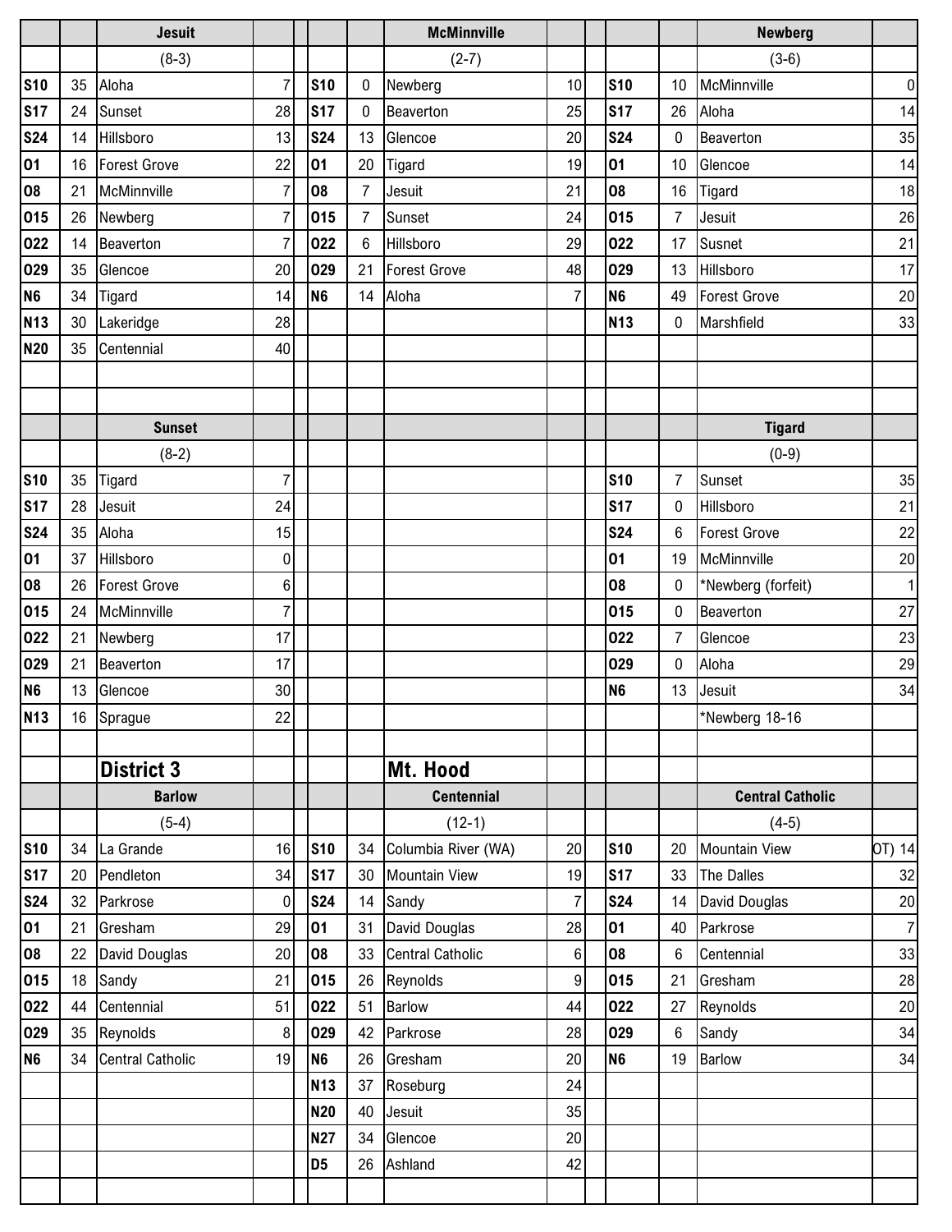### Jesuit

(8-3)

| Date | Score | Opponent | Opp |
|---|---|---|---|
| S10 | 35 | Aloha | 7 |
| S17 | 24 | Sunset | 28 |
| S24 | 14 | Hillsboro | 13 |
| O1 | 16 | Forest Grove | 22 |
| O8 | 21 | McMinnville | 7 |
| O15 | 26 | Newberg | 7 |
| O22 | 14 | Beaverton | 7 |
| O29 | 35 | Glencoe | 20 |
| N6 | 34 | Tigard | 14 |
| N13 | 30 | Lakeridge | 28 |
| N20 | 35 | Centennial | 40 |

### McMinnville

(2-7)

| Date | Score | Opponent | Opp |
|---|---|---|---|
| S10 | 0 | Newberg | 10 |
| S17 | 0 | Beaverton | 25 |
| S24 | 13 | Glencoe | 20 |
| O1 | 20 | Tigard | 19 |
| O8 | 7 | Jesuit | 21 |
| O15 | 7 | Sunset | 24 |
| O22 | 6 | Hillsboro | 29 |
| O29 | 21 | Forest Grove | 48 |
| N6 | 14 | Aloha | 7 |

### Newberg

(3-6)

| Date | Score | Opponent | Opp |
|---|---|---|---|
| S10 | 10 | McMinnville | 0 |
| S17 | 26 | Aloha | 14 |
| S24 | 0 | Beaverton | 35 |
| O1 | 10 | Glencoe | 14 |
| O8 | 16 | Tigard | 18 |
| O15 | 7 | Jesuit | 26 |
| O22 | 17 | Susnet | 21 |
| O29 | 13 | Hillsboro | 17 |
| N6 | 49 | Forest Grove | 20 |
| N13 | 0 | Marshfield | 33 |

### Sunset

(8-2)

| Date | Score | Opponent | Opp |
|---|---|---|---|
| S10 | 35 | Tigard | 7 |
| S17 | 28 | Jesuit | 24 |
| S24 | 35 | Aloha | 15 |
| O1 | 37 | Hillsboro | 0 |
| O8 | 26 | Forest Grove | 6 |
| O15 | 24 | McMinnville | 7 |
| O22 | 21 | Newberg | 17 |
| O29 | 21 | Beaverton | 17 |
| N6 | 13 | Glencoe | 30 |
| N13 | 16 | Sprague | 22 |

### Tigard

(0-9)

| Date | Score | Opponent | Opp |
|---|---|---|---|
| S10 | 7 | Sunset | 35 |
| S17 | 0 | Hillsboro | 21 |
| S24 | 6 | Forest Grove | 22 |
| O1 | 19 | McMinnville | 20 |
| O8 | 0 | *Newberg (forfeit) | 1 |
| O15 | 0 | Beaverton | 27 |
| O22 | 7 | Glencoe | 23 |
| O29 | 0 | Aloha | 29 |
| N6 | 13 | Jesuit | 34 |
| | | *Newberg 18-16 | |

## District 3

## Mt. Hood

### Barlow

(5-4)

| Date | Score | Opponent | Opp |
|---|---|---|---|
| S10 | 34 | La Grande | 16 |
| S17 | 20 | Pendleton | 34 |
| S24 | 32 | Parkrose | 0 |
| O1 | 21 | Gresham | 29 |
| O8 | 22 | David Douglas | 20 |
| O15 | 18 | Sandy | 21 |
| O22 | 44 | Centennial | 51 |
| O29 | 35 | Reynolds | 8 |
| N6 | 34 | Central Catholic | 19 |

### Centennial

(12-1)

| Date | Score | Opponent | Opp |
|---|---|---|---|
| S10 | 34 | Columbia River (WA) | 20 |
| S17 | 30 | Mountain View | 19 |
| S24 | 14 | Sandy | 7 |
| O1 | 31 | David Douglas | 28 |
| O8 | 33 | Central Catholic | 6 |
| O15 | 26 | Reynolds | 9 |
| O22 | 51 | Barlow | 44 |
| O29 | 42 | Parkrose | 28 |
| N6 | 26 | Gresham | 20 |
| N13 | 37 | Roseburg | 24 |
| N20 | 40 | Jesuit | 35 |
| N27 | 34 | Glencoe | 20 |
| D5 | 26 | Ashland | 42 |

### Central Catholic

(4-5)

| Date | Score | Opponent | Opp |
|---|---|---|---|
| S10 | 20 | Mountain View | OT) 14 |
| S17 | 33 | The Dalles | 32 |
| S24 | 14 | David Douglas | 20 |
| O1 | 40 | Parkrose | 7 |
| O8 | 6 | Centennial | 33 |
| O15 | 21 | Gresham | 28 |
| O22 | 27 | Reynolds | 20 |
| O29 | 6 | Sandy | 34 |
| N6 | 19 | Barlow | 34 |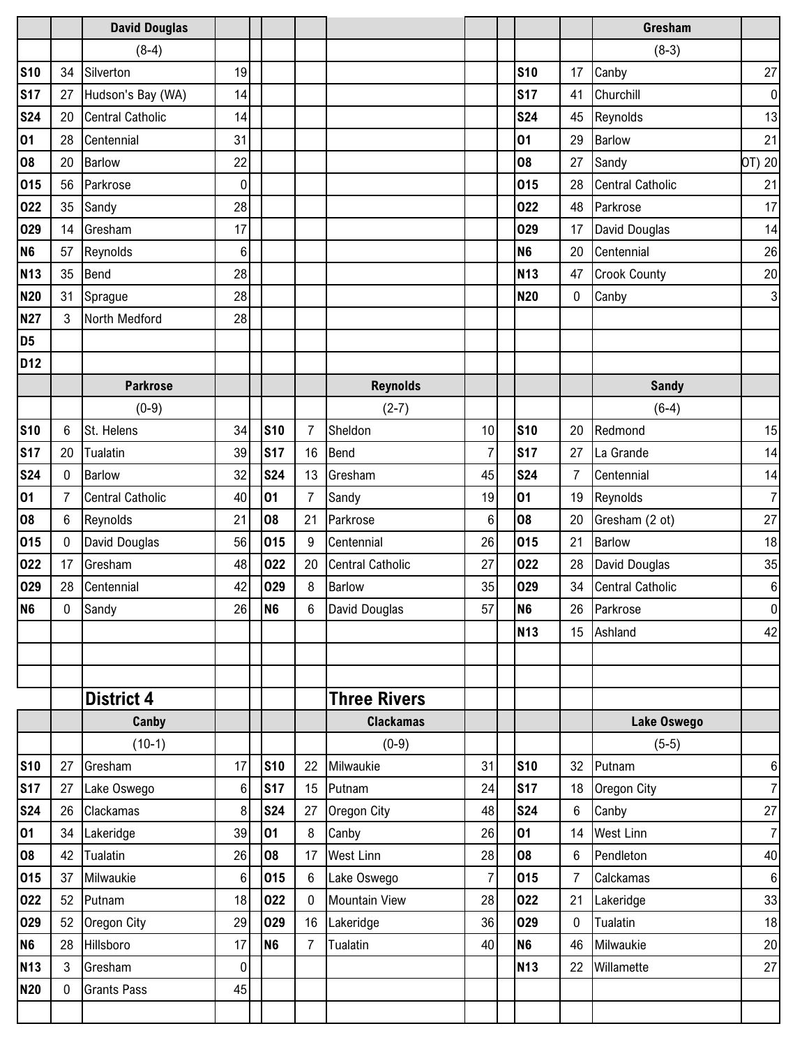### David Douglas

(8-4)

| Date | Score | Opponent | Opp |
|---|---|---|---|
| S10 | 34 | Silverton | 19 |
| S17 | 27 | Hudson's Bay (WA) | 14 |
| S24 | 20 | Central Catholic | 14 |
| O1 | 28 | Centennial | 31 |
| O8 | 20 | Barlow | 22 |
| O15 | 56 | Parkrose | 0 |
| O22 | 35 | Sandy | 28 |
| O29 | 14 | Gresham | 17 |
| N6 | 57 | Reynolds | 6 |
| N13 | 35 | Bend | 28 |
| N20 | 31 | Sprague | 28 |
| N27 | 3 | North Medford | 28 |
| D5 | | | |
| D12 | | | |

### Gresham

(8-3)

| Date | Score | Opponent | Opp |
|---|---|---|---|
| S10 | 17 | Canby | 27 |
| S17 | 41 | Churchill | 0 |
| S24 | 45 | Reynolds | 13 |
| O1 | 29 | Barlow | 21 |
| O8 | 27 | Sandy | OT) 20 |
| O15 | 28 | Central Catholic | 21 |
| O22 | 48 | Parkrose | 17 |
| O29 | 17 | David Douglas | 14 |
| N6 | 20 | Centennial | 26 |
| N13 | 47 | Crook County | 20 |
| N20 | 0 | Canby | 3 |

### Parkrose

(0-9)

| Date | Score | Opponent | Opp |
|---|---|---|---|
| S10 | 6 | St. Helens | 34 |
| S17 | 20 | Tualatin | 39 |
| S24 | 0 | Barlow | 32 |
| O1 | 7 | Central Catholic | 40 |
| O8 | 6 | Reynolds | 21 |
| O15 | 0 | David Douglas | 56 |
| O22 | 17 | Gresham | 48 |
| O29 | 28 | Centennial | 42 |
| N6 | 0 | Sandy | 26 |

### Reynolds

(2-7)

| Date | Score | Opponent | Opp |
|---|---|---|---|
| S10 | 7 | Sheldon | 10 |
| S17 | 16 | Bend | 7 |
| S24 | 13 | Gresham | 45 |
| O1 | 7 | Sandy | 19 |
| O8 | 21 | Parkrose | 6 |
| O15 | 9 | Centennial | 26 |
| O22 | 20 | Central Catholic | 27 |
| O29 | 8 | Barlow | 35 |
| N6 | 6 | David Douglas | 57 |

### Sandy

(6-4)

| Date | Score | Opponent | Opp |
|---|---|---|---|
| S10 | 20 | Redmond | 15 |
| S17 | 27 | La Grande | 14 |
| S24 | 7 | Centennial | 14 |
| O1 | 19 | Reynolds | 7 |
| O8 | 20 | Gresham (2 ot) | 27 |
| O15 | 21 | Barlow | 18 |
| O22 | 28 | David Douglas | 35 |
| O29 | 34 | Central Catholic | 6 |
| N6 | 26 | Parkrose | 0 |
| N13 | 15 | Ashland | 42 |

## District 4

### Canby

(10-1)

| Date | Score | Opponent | Opp |
|---|---|---|---|
| S10 | 27 | Gresham | 17 |
| S17 | 27 | Lake Oswego | 6 |
| S24 | 26 | Clackamas | 8 |
| O1 | 34 | Lakeridge | 39 |
| O8 | 42 | Tualatin | 26 |
| O15 | 37 | Milwaukie | 6 |
| O22 | 52 | Putnam | 18 |
| O29 | 52 | Oregon City | 29 |
| N6 | 28 | Hillsboro | 17 |
| N13 | 3 | Gresham | 0 |
| N20 | 0 | Grants Pass | 45 |

## Three Rivers

### Clackamas

(0-9)

| Date | Score | Opponent | Opp |
|---|---|---|---|
| S10 | 22 | Milwaukie | 31 |
| S17 | 15 | Putnam | 24 |
| S24 | 27 | Oregon City | 48 |
| O1 | 8 | Canby | 26 |
| O8 | 17 | West Linn | 28 |
| O15 | 6 | Lake Oswego | 7 |
| O22 | 0 | Mountain View | 28 |
| O29 | 16 | Lakeridge | 36 |
| N6 | 7 | Tualatin | 40 |

### Lake Oswego

(5-5)

| Date | Score | Opponent | Opp |
|---|---|---|---|
| S10 | 32 | Putnam | 6 |
| S17 | 18 | Oregon City | 7 |
| S24 | 6 | Canby | 27 |
| O1 | 14 | West Linn | 7 |
| O8 | 6 | Pendleton | 40 |
| O15 | 7 | Calckamas | 6 |
| O22 | 21 | Lakeridge | 33 |
| O29 | 0 | Tualatin | 18 |
| N6 | 46 | Milwaukie | 20 |
| N13 | 22 | Willamette | 27 |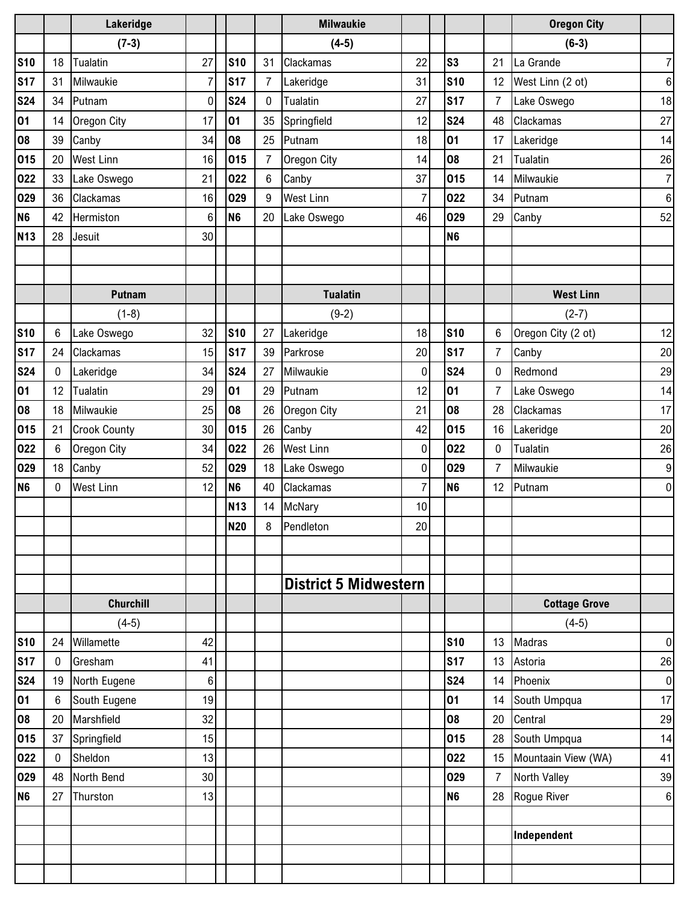### Lakeridge

(7-3)

| Date | Score | Opponent | Opp |
|---|---|---|---|
| S10 | 18 | Tualatin | 27 |
| S17 | 31 | Milwaukie | 7 |
| S24 | 34 | Putnam | 0 |
| O1 | 14 | Oregon City | 17 |
| O8 | 39 | Canby | 34 |
| O15 | 20 | West Linn | 16 |
| O22 | 33 | Lake Oswego | 21 |
| O29 | 36 | Clackamas | 16 |
| N6 | 42 | Hermiston | 6 |
| N13 | 28 | Jesuit | 30 |

### Milwaukie

(4-5)

| Date | Score | Opponent | Opp |
|---|---|---|---|
| S10 | 31 | Clackamas | 22 |
| S17 | 7 | Lakeridge | 31 |
| S24 | 0 | Tualatin | 27 |
| O1 | 35 | Springfield | 12 |
| O8 | 25 | Putnam | 18 |
| O15 | 7 | Oregon City | 14 |
| O22 | 6 | Canby | 37 |
| O29 | 9 | West Linn | 7 |
| N6 | 20 | Lake Oswego | 46 |

### Oregon City

(6-3)

| Date | Score | Opponent | Opp |
|---|---|---|---|
| S3 | 21 | La Grande | 7 |
| S10 | 12 | West Linn (2 ot) | 6 |
| S17 | 7 | Lake Oswego | 18 |
| S24 | 48 | Clackamas | 27 |
| O1 | 17 | Lakeridge | 14 |
| O8 | 21 | Tualatin | 26 |
| O15 | 14 | Milwaukie | 7 |
| O22 | 34 | Putnam | 6 |
| O29 | 29 | Canby | 52 |
| N6 | | | |

### Putnam

(1-8)

| Date | Score | Opponent | Opp |
|---|---|---|---|
| S10 | 6 | Lake Oswego | 32 |
| S17 | 24 | Clackamas | 15 |
| S24 | 0 | Lakeridge | 34 |
| O1 | 12 | Tualatin | 29 |
| O8 | 18 | Milwaukie | 25 |
| O15 | 21 | Crook County | 30 |
| O22 | 6 | Oregon City | 34 |
| O29 | 18 | Canby | 52 |
| N6 | 0 | West Linn | 12 |

### Tualatin

(9-2)

| Date | Score | Opponent | Opp |
|---|---|---|---|
| S10 | 27 | Lakeridge | 18 |
| S17 | 39 | Parkrose | 20 |
| S24 | 27 | Milwaukie | 0 |
| O1 | 29 | Putnam | 12 |
| O8 | 26 | Oregon City | 21 |
| O15 | 26 | Canby | 42 |
| O22 | 26 | West Linn | 0 |
| O29 | 18 | Lake Oswego | 0 |
| N6 | 40 | Clackamas | 7 |
| N13 | 14 | McNary | 10 |
| N20 | 8 | Pendleton | 20 |

### West Linn

(2-7)

| Date | Score | Opponent | Opp |
|---|---|---|---|
| S10 | 6 | Oregon City (2 ot) | 12 |
| S17 | 7 | Canby | 20 |
| S24 | 0 | Redmond | 29 |
| O1 | 7 | Lake Oswego | 14 |
| O8 | 28 | Clackamas | 17 |
| O15 | 16 | Lakeridge | 20 |
| O22 | 0 | Tualatin | 26 |
| O29 | 7 | Milwaukie | 9 |
| N6 | 12 | Putnam | 0 |

## District 5 Midwestern

### Churchill

(4-5)

| Date | Score | Opponent | Opp |
|---|---|---|---|
| S10 | 24 | Willamette | 42 |
| S17 | 0 | Gresham | 41 |
| S24 | 19 | North Eugene | 6 |
| O1 | 6 | South Eugene | 19 |
| O8 | 20 | Marshfield | 32 |
| O15 | 37 | Springfield | 15 |
| O22 | 0 | Sheldon | 13 |
| O29 | 48 | North Bend | 30 |
| N6 | 27 | Thurston | 13 |

### Cottage Grove

(4-5)

| Date | Score | Opponent | Opp |
|---|---|---|---|
| S10 | 13 | Madras | 0 |
| S17 | 13 | Astoria | 26 |
| S24 | 14 | Phoenix | 0 |
| O1 | 14 | South Umpqua | 17 |
| O8 | 20 | Central | 29 |
| O15 | 28 | South Umpqua | 14 |
| O22 | 15 | Mountaain View (WA) | 41 |
| O29 | 7 | North Valley | 39 |
| N6 | 28 | Rogue River | 6 |

**Independent**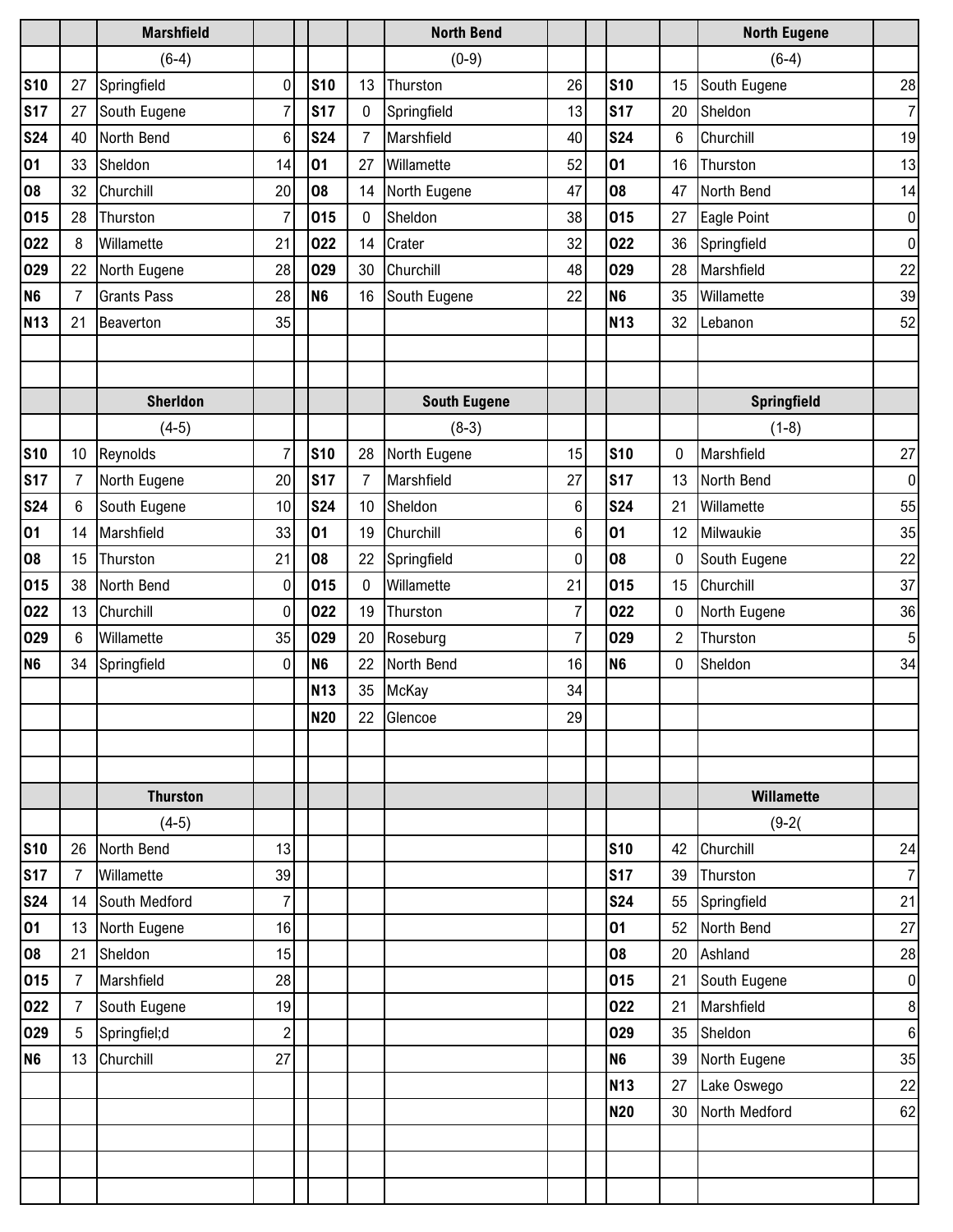## Marshfield

(6-4)

| Date | Score | Opponent | Opp. Score |
|---|---|---|---|
| S10 | 27 | Springfield | 0 |
| S17 | 27 | South Eugene | 7 |
| S24 | 40 | North Bend | 6 |
| O1 | 33 | Sheldon | 14 |
| O8 | 32 | Churchill | 20 |
| O15 | 28 | Thurston | 7 |
| O22 | 8 | Willamette | 21 |
| O29 | 22 | North Eugene | 28 |
| N6 | 7 | Grants Pass | 28 |
| N13 | 21 | Beaverton | 35 |

## North Bend

(0-9)

| Date | Score | Opponent | Opp. Score |
|---|---|---|---|
| S10 | 13 | Thurston | 26 |
| S17 | 0 | Springfield | 13 |
| S24 | 7 | Marshfield | 40 |
| O1 | 27 | Willamette | 52 |
| O8 | 14 | North Eugene | 47 |
| O15 | 0 | Sheldon | 38 |
| O22 | 14 | Crater | 32 |
| O29 | 30 | Churchill | 48 |
| N6 | 16 | South Eugene | 22 |

## North Eugene

(6-4)

| Date | Score | Opponent | Opp. Score |
|---|---|---|---|
| S10 | 15 | South Eugene | 28 |
| S17 | 20 | Sheldon | 7 |
| S24 | 6 | Churchill | 19 |
| O1 | 16 | Thurston | 13 |
| O8 | 47 | North Bend | 14 |
| O15 | 27 | Eagle Point | 0 |
| O22 | 36 | Springfield | 0 |
| O29 | 28 | Marshfield | 22 |
| N6 | 35 | Willamette | 39 |
| N13 | 32 | Lebanon | 52 |

## Sherldon

(4-5)

| Date | Score | Opponent | Opp. Score |
|---|---|---|---|
| S10 | 10 | Reynolds | 7 |
| S17 | 7 | North Eugene | 20 |
| S24 | 6 | South Eugene | 10 |
| O1 | 14 | Marshfield | 33 |
| O8 | 15 | Thurston | 21 |
| O15 | 38 | North Bend | 0 |
| O22 | 13 | Churchill | 0 |
| O29 | 6 | Willamette | 35 |
| N6 | 34 | Springfield | 0 |

## South Eugene

(8-3)

| Date | Score | Opponent | Opp. Score |
|---|---|---|---|
| S10 | 28 | North Eugene | 15 |
| S17 | 7 | Marshfield | 27 |
| S24 | 10 | Sheldon | 6 |
| O1 | 19 | Churchill | 6 |
| O8 | 22 | Springfield | 0 |
| O15 | 0 | Willamette | 21 |
| O22 | 19 | Thurston | 7 |
| O29 | 20 | Roseburg | 7 |
| N6 | 22 | North Bend | 16 |
| N13 | 35 | McKay | 34 |
| N20 | 22 | Glencoe | 29 |

## Springfield

(1-8)

| Date | Score | Opponent | Opp. Score |
|---|---|---|---|
| S10 | 0 | Marshfield | 27 |
| S17 | 13 | North Bend | 0 |
| S24 | 21 | Willamette | 55 |
| O1 | 12 | Milwaukie | 35 |
| O8 | 0 | South Eugene | 22 |
| O15 | 15 | Churchill | 37 |
| O22 | 0 | North Eugene | 36 |
| O29 | 2 | Thurston | 5 |
| N6 | 0 | Sheldon | 34 |

## Thurston

(4-5)

| Date | Score | Opponent | Opp. Score |
|---|---|---|---|
| S10 | 26 | North Bend | 13 |
| S17 | 7 | Willamette | 39 |
| S24 | 14 | South Medford | 7 |
| O1 | 13 | North Eugene | 16 |
| O8 | 21 | Sheldon | 15 |
| O15 | 7 | Marshfield | 28 |
| O22 | 7 | South Eugene | 19 |
| O29 | 5 | Springfiel;d | 2 |
| N6 | 13 | Churchill | 27 |

## Willamette

(9-2(

| Date | Score | Opponent | Opp. Score |
|---|---|---|---|
| S10 | 42 | Churchill | 24 |
| S17 | 39 | Thurston | 7 |
| S24 | 55 | Springfield | 21 |
| O1 | 52 | North Bend | 27 |
| O8 | 20 | Ashland | 28 |
| O15 | 21 | South Eugene | 0 |
| O22 | 21 | Marshfield | 8 |
| O29 | 35 | Sheldon | 6 |
| N6 | 39 | North Eugene | 35 |
| N13 | 27 | Lake Oswego | 22 |
| N20 | 30 | North Medford | 62 |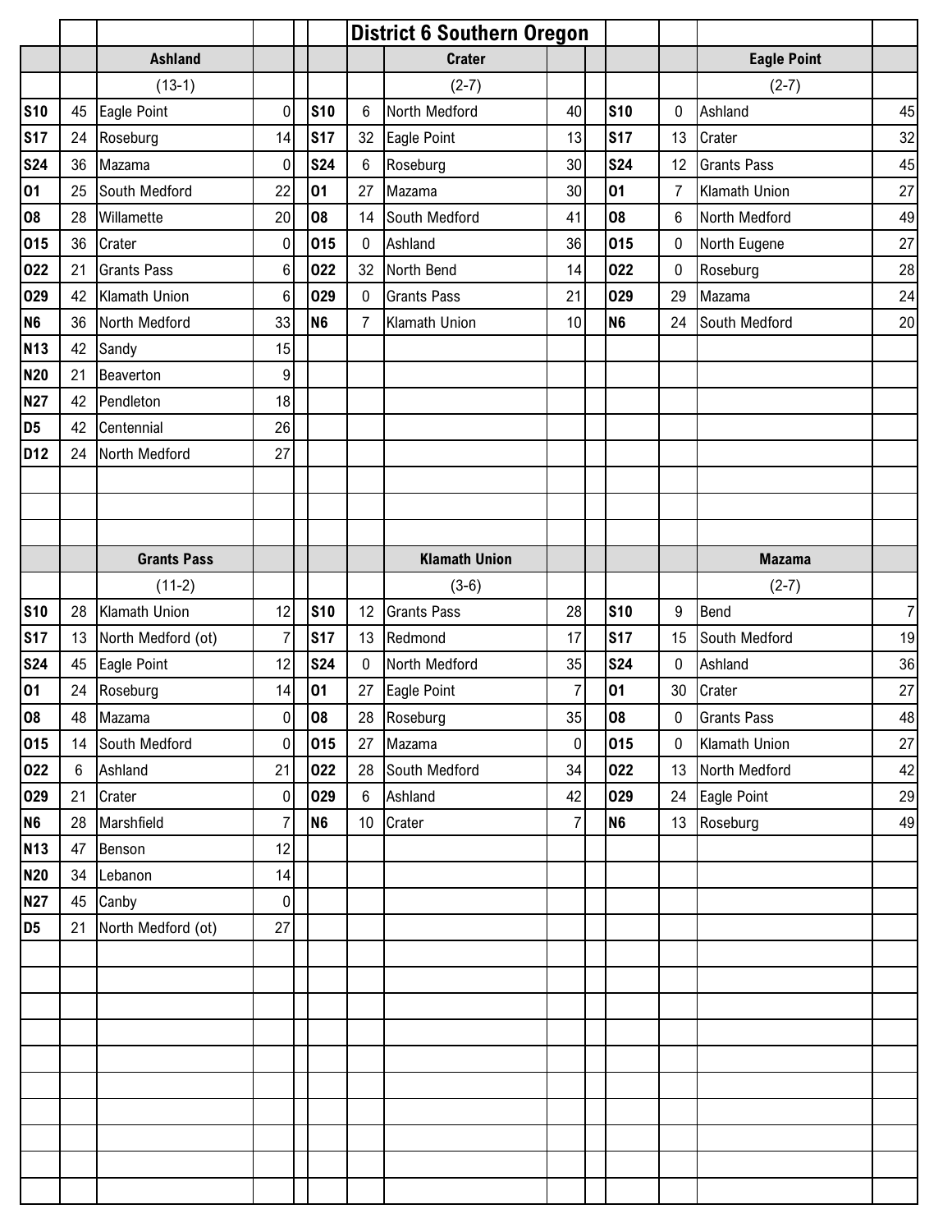# District 6 Southern Oregon

## Ashland (13-1)

| Date | Score | Opponent | Opp |
|---|---|---|---|
| S10 | 45 | Eagle Point | 0 |
| S17 | 24 | Roseburg | 14 |
| S24 | 36 | Mazama | 0 |
| O1 | 25 | South Medford | 22 |
| O8 | 28 | Willamette | 20 |
| O15 | 36 | Crater | 0 |
| O22 | 21 | Grants Pass | 6 |
| O29 | 42 | Klamath Union | 6 |
| N6 | 36 | North Medford | 33 |
| N13 | 42 | Sandy | 15 |
| N20 | 21 | Beaverton | 9 |
| N27 | 42 | Pendleton | 18 |
| D5 | 42 | Centennial | 26 |
| D12 | 24 | North Medford | 27 |

## Crater (2-7)

| Date | Score | Opponent | Opp |
|---|---|---|---|
| S10 | 6 | North Medford | 40 |
| S17 | 32 | Eagle Point | 13 |
| S24 | 6 | Roseburg | 30 |
| O1 | 27 | Mazama | 30 |
| O8 | 14 | South Medford | 41 |
| O15 | 0 | Ashland | 36 |
| O22 | 32 | North Bend | 14 |
| O29 | 0 | Grants Pass | 21 |
| N6 | 7 | Klamath Union | 10 |

## Eagle Point (2-7)

| Date | Score | Opponent | Opp |
|---|---|---|---|
| S10 | 0 | Ashland | 45 |
| S17 | 13 | Crater | 32 |
| S24 | 12 | Grants Pass | 45 |
| O1 | 7 | Klamath Union | 27 |
| O8 | 6 | North Medford | 49 |
| O15 | 0 | North Eugene | 27 |
| O22 | 0 | Roseburg | 28 |
| O29 | 29 | Mazama | 24 |
| N6 | 24 | South Medford | 20 |

## Grants Pass (11-2)

| Date | Score | Opponent | Opp |
|---|---|---|---|
| S10 | 28 | Klamath Union | 12 |
| S17 | 13 | North Medford (ot) | 7 |
| S24 | 45 | Eagle Point | 12 |
| O1 | 24 | Roseburg | 14 |
| O8 | 48 | Mazama | 0 |
| O15 | 14 | South Medford | 0 |
| O22 | 6 | Ashland | 21 |
| O29 | 21 | Crater | 0 |
| N6 | 28 | Marshfield | 7 |
| N13 | 47 | Benson | 12 |
| N20 | 34 | Lebanon | 14 |
| N27 | 45 | Canby | 0 |
| D5 | 21 | North Medford (ot) | 27 |

## Klamath Union (3-6)

| Date | Score | Opponent | Opp |
|---|---|---|---|
| S10 | 12 | Grants Pass | 28 |
| S17 | 13 | Redmond | 17 |
| S24 | 0 | North Medford | 35 |
| O1 | 27 | Eagle Point | 7 |
| O8 | 28 | Roseburg | 35 |
| O15 | 27 | Mazama | 0 |
| O22 | 28 | South Medford | 34 |
| O29 | 6 | Ashland | 42 |
| N6 | 10 | Crater | 7 |

## Mazama (2-7)

| Date | Score | Opponent | Opp |
|---|---|---|---|
| S10 | 9 | Bend | 7 |
| S17 | 15 | South Medford | 19 |
| S24 | 0 | Ashland | 36 |
| O1 | 30 | Crater | 27 |
| O8 | 0 | Grants Pass | 48 |
| O15 | 0 | Klamath Union | 27 |
| O22 | 13 | North Medford | 42 |
| O29 | 24 | Eagle Point | 29 |
| N6 | 13 | Roseburg | 49 |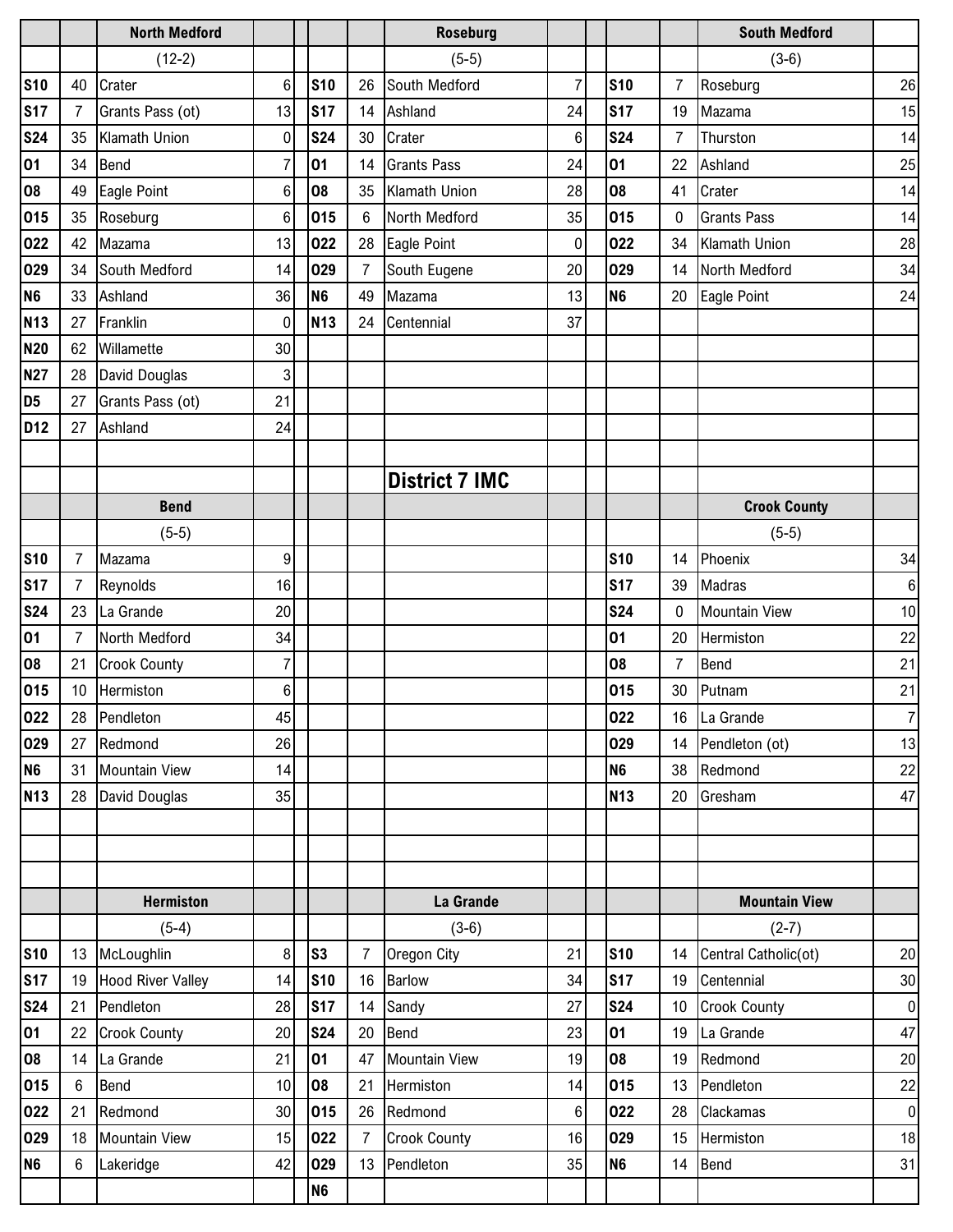## District 7 IMC

| | | North Medford | | | | Roseburg | | | | South Medford | |
|---|---|---|---|---|---|---|---|---|---|---|---|
| | | (12-2) | | | | (5-5) | | | | (3-6) | |
| S10 | 40 | Crater | 6 | S10 | 26 | South Medford | 7 | S10 | 7 | Roseburg | 26 |
| S17 | 7 | Grants Pass (ot) | 13 | S17 | 14 | Ashland | 24 | S17 | 19 | Mazama | 15 |
| S24 | 35 | Klamath Union | 0 | S24 | 30 | Crater | 6 | S24 | 7 | Thurston | 14 |
| O1 | 34 | Bend | 7 | O1 | 14 | Grants Pass | 24 | O1 | 22 | Ashland | 25 |
| O8 | 49 | Eagle Point | 6 | O8 | 35 | Klamath Union | 28 | O8 | 41 | Crater | 14 |
| O15 | 35 | Roseburg | 6 | O15 | 6 | North Medford | 35 | O15 | 0 | Grants Pass | 14 |
| O22 | 42 | Mazama | 13 | O22 | 28 | Eagle Point | 0 | O22 | 34 | Klamath Union | 28 |
| O29 | 34 | South Medford | 14 | O29 | 7 | South Eugene | 20 | O29 | 14 | North Medford | 34 |
| N6 | 33 | Ashland | 36 | N6 | 49 | Mazama | 13 | N6 | 20 | Eagle Point | 24 |
| N13 | 27 | Franklin | 0 | N13 | 24 | Centennial | 37 | | | | |
| N20 | 62 | Willamette | 30 | | | | | | | | |
| N27 | 28 | David Douglas | 3 | | | | | | | | |
| D5 | 27 | Grants Pass (ot) | 21 | | | | | | | | |
| D12 | 27 | Ashland | 24 | | | | | | | | |

| | | Bend | | | | Crook County | |
|---|---|---|---|---|---|---|---|
| | | (5-5) | | | | (5-5) | |
| S10 | 7 | Mazama | 9 | S10 | 14 | Phoenix | 34 |
| S17 | 7 | Reynolds | 16 | S17 | 39 | Madras | 6 |
| S24 | 23 | La Grande | 20 | S24 | 0 | Mountain View | 10 |
| O1 | 7 | North Medford | 34 | O1 | 20 | Hermiston | 22 |
| O8 | 21 | Crook County | 7 | O8 | 7 | Bend | 21 |
| O15 | 10 | Hermiston | 6 | O15 | 30 | Putnam | 21 |
| O22 | 28 | Pendleton | 45 | O22 | 16 | La Grande | 7 |
| O29 | 27 | Redmond | 26 | O29 | 14 | Pendleton (ot) | 13 |
| N6 | 31 | Mountain View | 14 | N6 | 38 | Redmond | 22 |
| N13 | 28 | David Douglas | 35 | N13 | 20 | Gresham | 47 |

| | | Hermiston | | | | La Grande | | | | Mountain View | |
|---|---|---|---|---|---|---|---|---|---|---|---|
| | | (5-4) | | | | (3-6) | | | | (2-7) | |
| S10 | 13 | McLoughlin | 8 | S3 | 7 | Oregon City | 21 | S10 | 14 | Central Catholic(ot) | 20 |
| S17 | 19 | Hood River Valley | 14 | S10 | 16 | Barlow | 34 | S17 | 19 | Centennial | 30 |
| S24 | 21 | Pendleton | 28 | S17 | 14 | Sandy | 27 | S24 | 10 | Crook County | 0 |
| O1 | 22 | Crook County | 20 | S24 | 20 | Bend | 23 | O1 | 19 | La Grande | 47 |
| O8 | 14 | La Grande | 21 | O1 | 47 | Mountain View | 19 | O8 | 19 | Redmond | 20 |
| O15 | 6 | Bend | 10 | O8 | 21 | Hermiston | 14 | O15 | 13 | Pendleton | 22 |
| O22 | 21 | Redmond | 30 | O15 | 26 | Redmond | 6 | O22 | 28 | Clackamas | 0 |
| O29 | 18 | Mountain View | 15 | O22 | 7 | Crook County | 16 | O29 | 15 | Hermiston | 18 |
| N6 | 6 | Lakeridge | 42 | O29 | 13 | Pendleton | 35 | N6 | 14 | Bend | 31 |
| | | | | N6 | | | | | | | |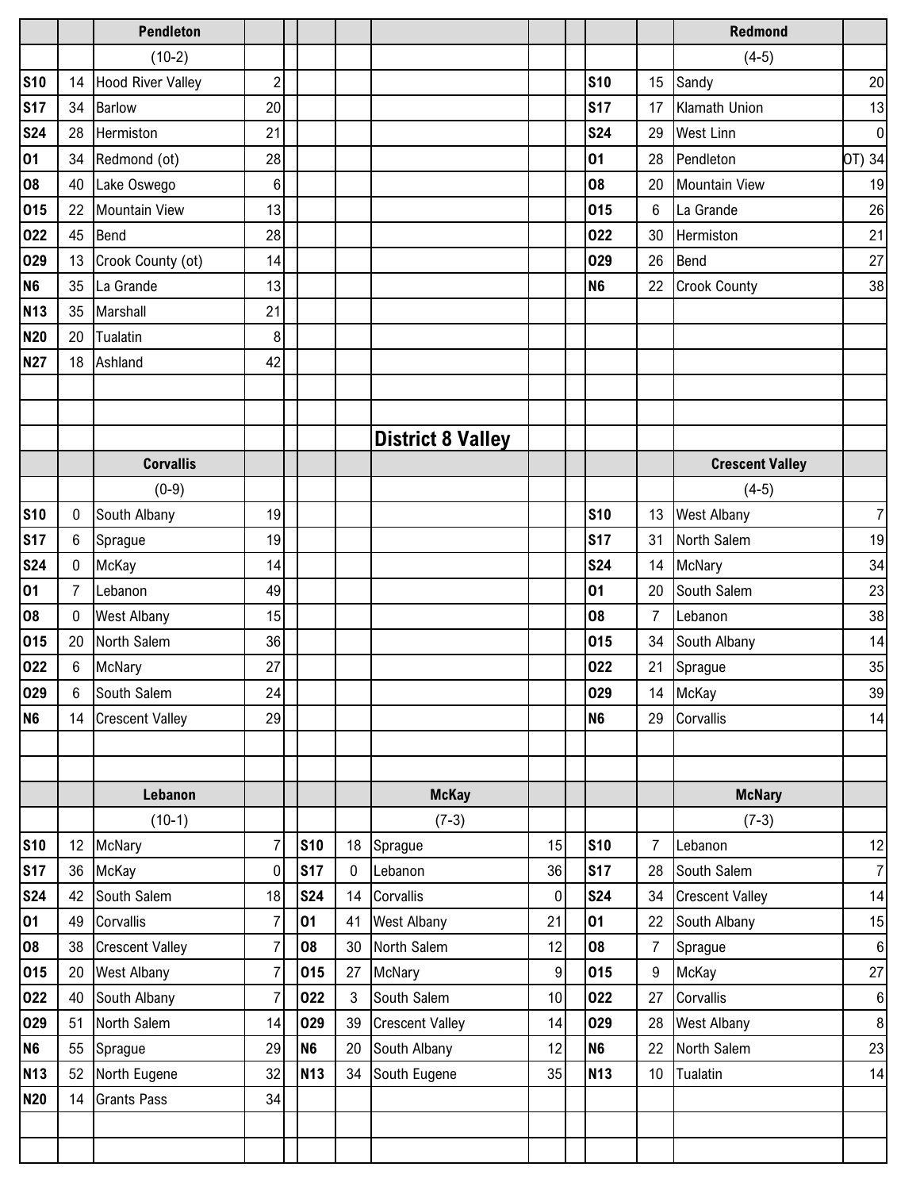### Pendleton

(10-2)

| Date | Score | Opponent | Opp |
|---|---|---|---|
| S10 | 14 | Hood River Valley | 2 |
| S17 | 34 | Barlow | 20 |
| S24 | 28 | Hermiston | 21 |
| O1 | 34 | Redmond (ot) | 28 |
| O8 | 40 | Lake Oswego | 6 |
| O15 | 22 | Mountain View | 13 |
| O22 | 45 | Bend | 28 |
| O29 | 13 | Crook County (ot) | 14 |
| N6 | 35 | La Grande | 13 |
| N13 | 35 | Marshall | 21 |
| N20 | 20 | Tualatin | 8 |
| N27 | 18 | Ashland | 42 |

### Redmond

(4-5)

| Date | Score | Opponent | Opp |
|---|---|---|---|
| S10 | 15 | Sandy | 20 |
| S17 | 17 | Klamath Union | 13 |
| S24 | 29 | West Linn | 0 |
| O1 | 28 | Pendleton | OT) 34 |
| O8 | 20 | Mountain View | 19 |
| O15 | 6 | La Grande | 26 |
| O22 | 30 | Hermiston | 21 |
| O29 | 26 | Bend | 27 |
| N6 | 22 | Crook County | 38 |

## District 8 Valley

### Corvallis

(0-9)

| Date | Score | Opponent | Opp |
|---|---|---|---|
| S10 | 0 | South Albany | 19 |
| S17 | 6 | Sprague | 19 |
| S24 | 0 | McKay | 14 |
| O1 | 7 | Lebanon | 49 |
| O8 | 0 | West Albany | 15 |
| O15 | 20 | North Salem | 36 |
| O22 | 6 | McNary | 27 |
| O29 | 6 | South Salem | 24 |
| N6 | 14 | Crescent Valley | 29 |

### Crescent Valley

(4-5)

| Date | Score | Opponent | Opp |
|---|---|---|---|
| S10 | 13 | West Albany | 7 |
| S17 | 31 | North Salem | 19 |
| S24 | 14 | McNary | 34 |
| O1 | 20 | South Salem | 23 |
| O8 | 7 | Lebanon | 38 |
| O15 | 34 | South Albany | 14 |
| O22 | 21 | Sprague | 35 |
| O29 | 14 | McKay | 39 |
| N6 | 29 | Corvallis | 14 |

### Lebanon

(10-1)

| Date | Score | Opponent | Opp |
|---|---|---|---|
| S10 | 12 | McNary | 7 |
| S17 | 36 | McKay | 0 |
| S24 | 42 | South Salem | 18 |
| O1 | 49 | Corvallis | 7 |
| O8 | 38 | Crescent Valley | 7 |
| O15 | 20 | West Albany | 7 |
| O22 | 40 | South Albany | 7 |
| O29 | 51 | North Salem | 14 |
| N6 | 55 | Sprague | 29 |
| N13 | 52 | North Eugene | 32 |
| N20 | 14 | Grants Pass | 34 |

### McKay

(7-3)

| Date | Score | Opponent | Opp |
|---|---|---|---|
| S10 | 18 | Sprague | 15 |
| S17 | 0 | Lebanon | 36 |
| S24 | 14 | Corvallis | 0 |
| O1 | 41 | West Albany | 21 |
| O8 | 30 | North Salem | 12 |
| O15 | 27 | McNary | 9 |
| O22 | 3 | South Salem | 10 |
| O29 | 39 | Crescent Valley | 14 |
| N6 | 20 | South Albany | 12 |
| N13 | 34 | South Eugene | 35 |

### McNary

(7-3)

| Date | Score | Opponent | Opp |
|---|---|---|---|
| S10 | 7 | Lebanon | 12 |
| S17 | 28 | South Salem | 7 |
| S24 | 34 | Crescent Valley | 14 |
| O1 | 22 | South Albany | 15 |
| O8 | 7 | Sprague | 6 |
| O15 | 9 | McKay | 27 |
| O22 | 27 | Corvallis | 6 |
| O29 | 28 | West Albany | 8 |
| N6 | 22 | North Salem | 23 |
| N13 | 10 | Tualatin | 14 |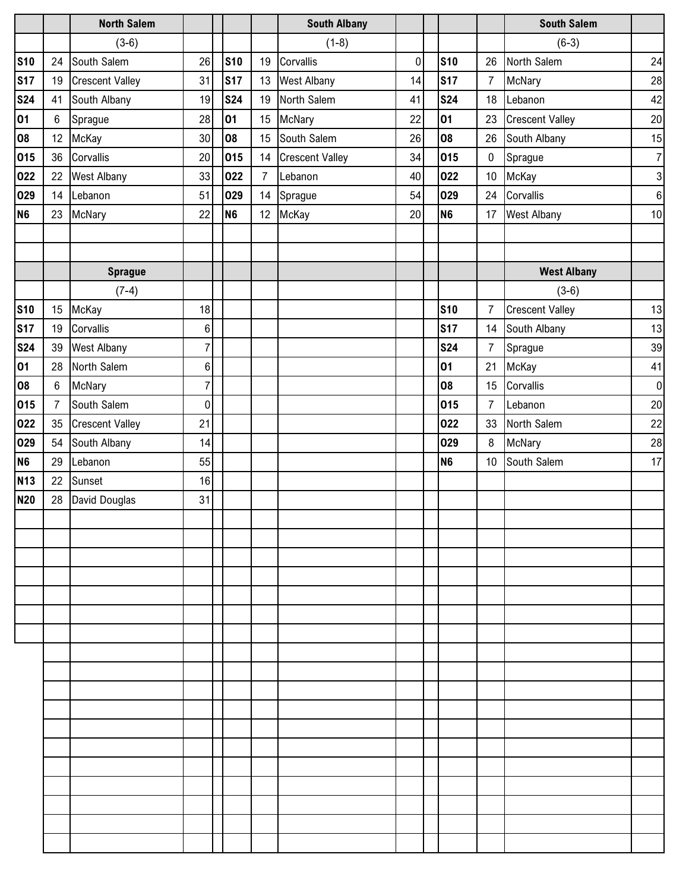## North Salem

(3-6)

| Date | Score | Opponent | Opp. Score |
|---|---|---|---|
| S10 | 24 | South Salem | 26 |
| S17 | 19 | Crescent Valley | 31 |
| S24 | 41 | South Albany | 19 |
| O1 | 6 | Sprague | 28 |
| O8 | 12 | McKay | 30 |
| O15 | 36 | Corvallis | 20 |
| O22 | 22 | West Albany | 33 |
| O29 | 14 | Lebanon | 51 |
| N6 | 23 | McNary | 22 |

## South Albany

(1-8)

| Date | Score | Opponent | Opp. Score |
|---|---|---|---|
| S10 | 19 | Corvallis | 0 |
| S17 | 13 | West Albany | 14 |
| S24 | 19 | North Salem | 41 |
| O1 | 15 | McNary | 22 |
| O8 | 15 | South Salem | 26 |
| O15 | 14 | Crescent Valley | 34 |
| O22 | 7 | Lebanon | 40 |
| O29 | 14 | Sprague | 54 |
| N6 | 12 | McKay | 20 |

## South Salem

(6-3)

| Date | Score | Opponent | Opp. Score |
|---|---|---|---|
| S10 | 26 | North Salem | 24 |
| S17 | 7 | McNary | 28 |
| S24 | 18 | Lebanon | 42 |
| O1 | 23 | Crescent Valley | 20 |
| O8 | 26 | South Albany | 15 |
| O15 | 0 | Sprague | 7 |
| O22 | 10 | McKay | 3 |
| O29 | 24 | Corvallis | 6 |
| N6 | 17 | West Albany | 10 |

## Sprague

(7-4)

| Date | Score | Opponent | Opp. Score |
|---|---|---|---|
| S10 | 15 | McKay | 18 |
| S17 | 19 | Corvallis | 6 |
| S24 | 39 | West Albany | 7 |
| O1 | 28 | North Salem | 6 |
| O8 | 6 | McNary | 7 |
| O15 | 7 | South Salem | 0 |
| O22 | 35 | Crescent Valley | 21 |
| O29 | 54 | South Albany | 14 |
| N6 | 29 | Lebanon | 55 |
| N13 | 22 | Sunset | 16 |
| N20 | 28 | David Douglas | 31 |

## West Albany

(3-6)

| Date | Score | Opponent | Opp. Score |
|---|---|---|---|
| S10 | 7 | Crescent Valley | 13 |
| S17 | 14 | South Albany | 13 |
| S24 | 7 | Sprague | 39 |
| O1 | 21 | McKay | 41 |
| O8 | 15 | Corvallis | 0 |
| O15 | 7 | Lebanon | 20 |
| O22 | 33 | North Salem | 22 |
| O29 | 8 | McNary | 28 |
| N6 | 10 | South Salem | 17 |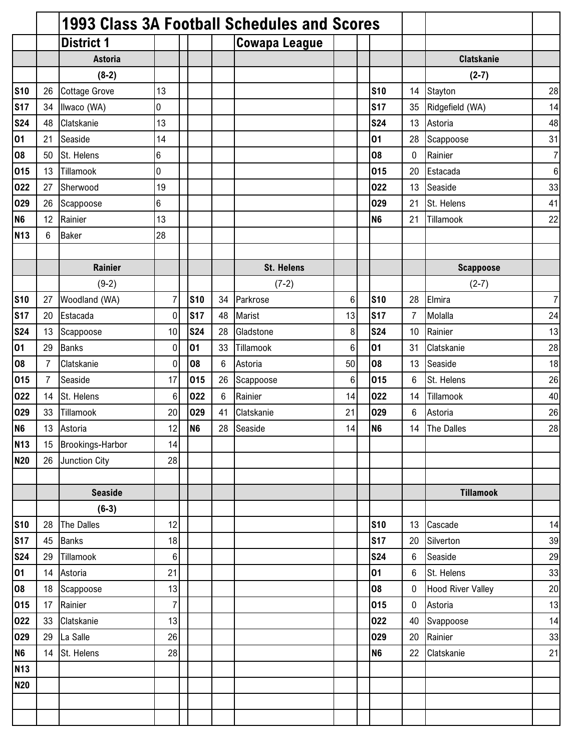# 1993 Class 3A Football Schedules and Scores

## District 1 — Cowapa League

### Astoria (8-2)

| Date | Score | Opponent | Opp |
|---|---|---|---|
| S10 | 26 | Cottage Grove | 13 |
| S17 | 34 | Ilwaco (WA) | 0 |
| S24 | 48 | Clatskanie | 13 |
| O1 | 21 | Seaside | 14 |
| O8 | 50 | St. Helens | 6 |
| O15 | 13 | Tillamook | 0 |
| O22 | 27 | Sherwood | 19 |
| O29 | 26 | Scappoose | 6 |
| N6 | 12 | Rainier | 13 |
| N13 | 6 | Baker | 28 |

### Clatskanie (2-7)

| Date | Score | Opponent | Opp |
|---|---|---|---|
| S10 | 14 | Stayton | 28 |
| S17 | 35 | Ridgefield (WA) | 14 |
| S24 | 13 | Astoria | 48 |
| O1 | 28 | Scappoose | 31 |
| O8 | 0 | Rainier | 7 |
| O15 | 20 | Estacada | 6 |
| O22 | 13 | Seaside | 33 |
| O29 | 21 | St. Helens | 41 |
| N6 | 21 | Tillamook | 22 |

### Rainier (9-2)

| Date | Score | Opponent | Opp |
|---|---|---|---|
| S10 | 27 | Woodland (WA) | 7 |
| S17 | 20 | Estacada | 0 |
| S24 | 13 | Scappoose | 10 |
| O1 | 29 | Banks | 0 |
| O8 | 7 | Clatskanie | 0 |
| O15 | 7 | Seaside | 17 |
| O22 | 14 | St. Helens | 6 |
| O29 | 33 | Tillamook | 20 |
| N6 | 13 | Astoria | 12 |
| N13 | 15 | Brookings-Harbor | 14 |
| N20 | 26 | Junction City | 28 |

### St. Helens (7-2)

| Date | Score | Opponent | Opp |
|---|---|---|---|
| S10 | 34 | Parkrose | 6 |
| S17 | 48 | Marist | 13 |
| S24 | 28 | Gladstone | 8 |
| O1 | 33 | Tillamook | 6 |
| O8 | 6 | Astoria | 50 |
| O15 | 26 | Scappoose | 6 |
| O22 | 6 | Rainier | 14 |
| O29 | 41 | Clatskanie | 21 |
| N6 | 28 | Seaside | 14 |

### Scappoose (2-7)

| Date | Score | Opponent | Opp |
|---|---|---|---|
| S10 | 28 | Elmira | 7 |
| S17 | 7 | Molalla | 24 |
| S24 | 10 | Rainier | 13 |
| O1 | 31 | Clatskanie | 28 |
| O8 | 13 | Seaside | 18 |
| O15 | 6 | St. Helens | 26 |
| O22 | 14 | Tillamook | 40 |
| O29 | 6 | Astoria | 26 |
| N6 | 14 | The Dalles | 28 |

### Seaside (6-3)

| Date | Score | Opponent | Opp |
|---|---|---|---|
| S10 | 28 | The Dalles | 12 |
| S17 | 45 | Banks | 18 |
| S24 | 29 | Tillamook | 6 |
| O1 | 14 | Astoria | 21 |
| O8 | 18 | Scappoose | 13 |
| O15 | 17 | Rainier | 7 |
| O22 | 33 | Clatskanie | 13 |
| O29 | 29 | La Salle | 26 |
| N6 | 14 | St. Helens | 28 |
| N13 | | | |
| N20 | | | |

### Tillamook

| Date | Score | Opponent | Opp |
|---|---|---|---|
| S10 | 13 | Cascade | 14 |
| S17 | 20 | Silverton | 39 |
| S24 | 6 | Seaside | 29 |
| O1 | 6 | St. Helens | 33 |
| O8 | 0 | Hood River Valley | 20 |
| O15 | 0 | Astoria | 13 |
| O22 | 40 | Svappoose | 14 |
| O29 | 20 | Rainier | 33 |
| N6 | 22 | Clatskanie | 21 |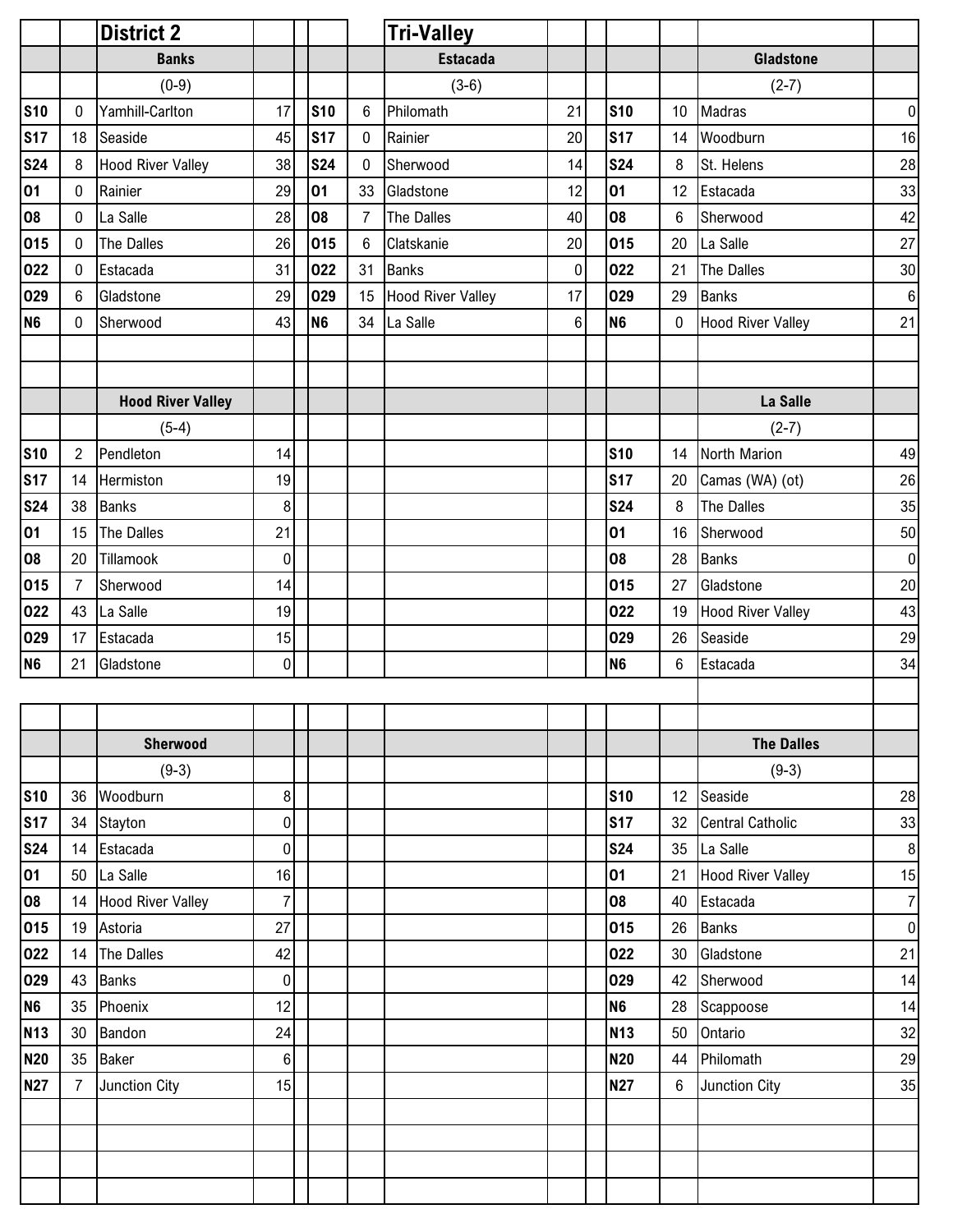## District 2

## Tri-Valley

### Banks

(0-9)

| Date | Score | Opponent | Opp |
|---|---|---|---|
| S10 | 0 | Yamhill-Carlton | 17 |
| S17 | 18 | Seaside | 45 |
| S24 | 8 | Hood River Valley | 38 |
| O1 | 0 | Rainier | 29 |
| O8 | 0 | La Salle | 28 |
| O15 | 0 | The Dalles | 26 |
| O22 | 0 | Estacada | 31 |
| O29 | 6 | Gladstone | 29 |
| N6 | 0 | Sherwood | 43 |

### Estacada

(3-6)

| Date | Score | Opponent | Opp |
|---|---|---|---|
| S10 | 6 | Philomath | 21 |
| S17 | 0 | Rainier | 20 |
| S24 | 0 | Sherwood | 14 |
| O1 | 33 | Gladstone | 12 |
| O8 | 7 | The Dalles | 40 |
| O15 | 6 | Clatskanie | 20 |
| O22 | 31 | Banks | 0 |
| O29 | 15 | Hood River Valley | 17 |
| N6 | 34 | La Salle | 6 |

### Gladstone

(2-7)

| Date | Score | Opponent | Opp |
|---|---|---|---|
| S10 | 10 | Madras | 0 |
| S17 | 14 | Woodburn | 16 |
| S24 | 8 | St. Helens | 28 |
| O1 | 12 | Estacada | 33 |
| O8 | 6 | Sherwood | 42 |
| O15 | 20 | La Salle | 27 |
| O22 | 21 | The Dalles | 30 |
| O29 | 29 | Banks | 6 |
| N6 | 0 | Hood River Valley | 21 |

### Hood River Valley

(5-4)

| Date | Score | Opponent | Opp |
|---|---|---|---|
| S10 | 2 | Pendleton | 14 |
| S17 | 14 | Hermiston | 19 |
| S24 | 38 | Banks | 8 |
| O1 | 15 | The Dalles | 21 |
| O8 | 20 | Tillamook | 0 |
| O15 | 7 | Sherwood | 14 |
| O22 | 43 | La Salle | 19 |
| O29 | 17 | Estacada | 15 |
| N6 | 21 | Gladstone | 0 |

### La Salle

(2-7)

| Date | Score | Opponent | Opp |
|---|---|---|---|
| S10 | 14 | North Marion | 49 |
| S17 | 20 | Camas (WA) (ot) | 26 |
| S24 | 8 | The Dalles | 35 |
| O1 | 16 | Sherwood | 50 |
| O8 | 28 | Banks | 0 |
| O15 | 27 | Gladstone | 20 |
| O22 | 19 | Hood River Valley | 43 |
| O29 | 26 | Seaside | 29 |
| N6 | 6 | Estacada | 34 |

### Sherwood

(9-3)

| Date | Score | Opponent | Opp |
|---|---|---|---|
| S10 | 36 | Woodburn | 8 |
| S17 | 34 | Stayton | 0 |
| S24 | 14 | Estacada | 0 |
| O1 | 50 | La Salle | 16 |
| O8 | 14 | Hood River Valley | 7 |
| O15 | 19 | Astoria | 27 |
| O22 | 14 | The Dalles | 42 |
| O29 | 43 | Banks | 0 |
| N6 | 35 | Phoenix | 12 |
| N13 | 30 | Bandon | 24 |
| N20 | 35 | Baker | 6 |
| N27 | 7 | Junction City | 15 |

### The Dalles

(9-3)

| Date | Score | Opponent | Opp |
|---|---|---|---|
| S10 | 12 | Seaside | 28 |
| S17 | 32 | Central Catholic | 33 |
| S24 | 35 | La Salle | 8 |
| O1 | 21 | Hood River Valley | 15 |
| O8 | 40 | Estacada | 7 |
| O15 | 26 | Banks | 0 |
| O22 | 30 | Gladstone | 21 |
| O29 | 42 | Sherwood | 14 |
| N6 | 28 | Scappoose | 14 |
| N13 | 50 | Ontario | 32 |
| N20 | 44 | Philomath | 29 |
| N27 | 6 | Junction City | 35 |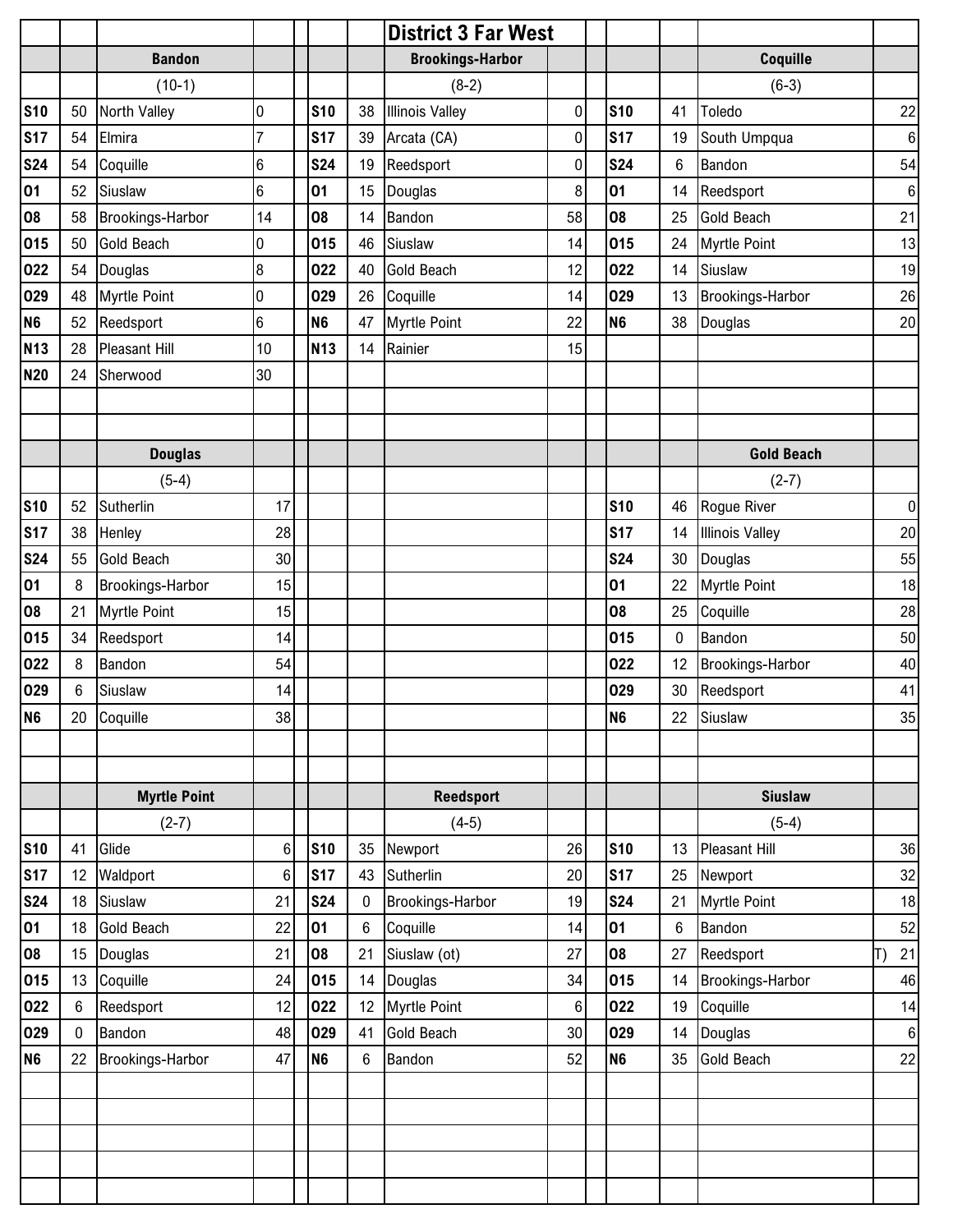# District 3 Far West

## Bandon

(10-1)

| Date | Score | Opponent | Opp |
|---|---|---|---|
| S10 | 50 | North Valley | 0 |
| S17 | 54 | Elmira | 7 |
| S24 | 54 | Coquille | 6 |
| O1 | 52 | Siuslaw | 6 |
| O8 | 58 | Brookings-Harbor | 14 |
| O15 | 50 | Gold Beach | 0 |
| O22 | 54 | Douglas | 8 |
| O29 | 48 | Myrtle Point | 0 |
| N6 | 52 | Reedsport | 6 |
| N13 | 28 | Pleasant Hill | 10 |
| N20 | 24 | Sherwood | 30 |

## Brookings-Harbor

(8-2)

| Date | Score | Opponent | Opp |
|---|---|---|---|
| S10 | 38 | Illinois Valley | 0 |
| S17 | 39 | Arcata (CA) | 0 |
| S24 | 19 | Reedsport | 0 |
| O1 | 15 | Douglas | 8 |
| O8 | 14 | Bandon | 58 |
| O15 | 46 | Siuslaw | 14 |
| O22 | 40 | Gold Beach | 12 |
| O29 | 26 | Coquille | 14 |
| N6 | 47 | Myrtle Point | 22 |
| N13 | 14 | Rainier | 15 |

## Coquille

(6-3)

| Date | Score | Opponent | Opp |
|---|---|---|---|
| S10 | 41 | Toledo | 22 |
| S17 | 19 | South Umpqua | 6 |
| S24 | 6 | Bandon | 54 |
| O1 | 14 | Reedsport | 6 |
| O8 | 25 | Gold Beach | 21 |
| O15 | 24 | Myrtle Point | 13 |
| O22 | 14 | Siuslaw | 19 |
| O29 | 13 | Brookings-Harbor | 26 |
| N6 | 38 | Douglas | 20 |

## Douglas

(5-4)

| Date | Score | Opponent | Opp |
|---|---|---|---|
| S10 | 52 | Sutherlin | 17 |
| S17 | 38 | Henley | 28 |
| S24 | 55 | Gold Beach | 30 |
| O1 | 8 | Brookings-Harbor | 15 |
| O8 | 21 | Myrtle Point | 15 |
| O15 | 34 | Reedsport | 14 |
| O22 | 8 | Bandon | 54 |
| O29 | 6 | Siuslaw | 14 |
| N6 | 20 | Coquille | 38 |

## Gold Beach

(2-7)

| Date | Score | Opponent | Opp |
|---|---|---|---|
| S10 | 46 | Rogue River | 0 |
| S17 | 14 | Illinois Valley | 20 |
| S24 | 30 | Douglas | 55 |
| O1 | 22 | Myrtle Point | 18 |
| O8 | 25 | Coquille | 28 |
| O15 | 0 | Bandon | 50 |
| O22 | 12 | Brookings-Harbor | 40 |
| O29 | 30 | Reedsport | 41 |
| N6 | 22 | Siuslaw | 35 |

## Myrtle Point

(2-7)

| Date | Score | Opponent | Opp |
|---|---|---|---|
| S10 | 41 | Glide | 6 |
| S17 | 12 | Waldport | 6 |
| S24 | 18 | Siuslaw | 21 |
| O1 | 18 | Gold Beach | 22 |
| O8 | 15 | Douglas | 21 |
| O15 | 13 | Coquille | 24 |
| O22 | 6 | Reedsport | 12 |
| O29 | 0 | Bandon | 48 |
| N6 | 22 | Brookings-Harbor | 47 |

## Reedsport

(4-5)

| Date | Score | Opponent | Opp |
|---|---|---|---|
| S10 | 35 | Newport | 26 |
| S17 | 43 | Sutherlin | 20 |
| S24 | 0 | Brookings-Harbor | 19 |
| O1 | 6 | Coquille | 14 |
| O8 | 21 | Siuslaw (ot) | 27 |
| O15 | 14 | Douglas | 34 |
| O22 | 12 | Myrtle Point | 6 |
| O29 | 41 | Gold Beach | 30 |
| N6 | 6 | Bandon | 52 |

## Siuslaw

(5-4)

| Date | Score | Opponent | Opp |
|---|---|---|---|
| S10 | 13 | Pleasant Hill | 36 |
| S17 | 25 | Newport | 32 |
| S24 | 21 | Myrtle Point | 18 |
| O1 | 6 | Bandon | 52 |
| O8 | 27 | Reedsport (OT) | 21 |
| O15 | 14 | Brookings-Harbor | 46 |
| O22 | 19 | Coquille | 14 |
| O29 | 14 | Douglas | 6 |
| N6 | 35 | Gold Beach | 22 |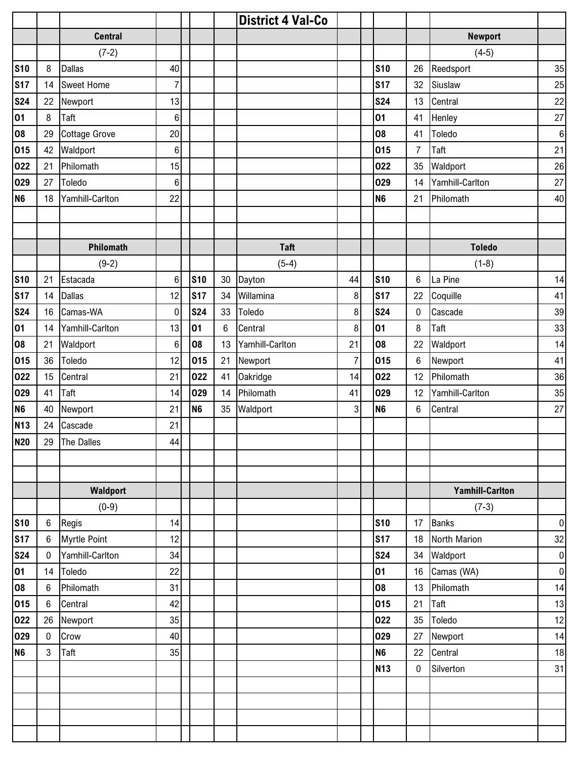# District 4 Val-Co

### Central

(7-2)

| Date | Score | Opponent | Opp. Score |
|---|---|---|---|
| S10 | 8 | Dallas | 40 |
| S17 | 14 | Sweet Home | 7 |
| S24 | 22 | Newport | 13 |
| O1 | 8 | Taft | 6 |
| O8 | 29 | Cottage Grove | 20 |
| O15 | 42 | Waldport | 6 |
| O22 | 21 | Philomath | 15 |
| O29 | 27 | Toledo | 6 |
| N6 | 18 | Yamhill-Carlton | 22 |

### Newport

(4-5)

| Date | Score | Opponent | Opp. Score |
|---|---|---|---|
| S10 | 26 | Reedsport | 35 |
| S17 | 32 | Siuslaw | 25 |
| S24 | 13 | Central | 22 |
| O1 | 41 | Henley | 27 |
| O8 | 41 | Toledo | 6 |
| O15 | 7 | Taft | 21 |
| O22 | 35 | Waldport | 26 |
| O29 | 14 | Yamhill-Carlton | 27 |
| N6 | 21 | Philomath | 40 |

### Philomath

(9-2)

| Date | Score | Opponent | Opp. Score |
|---|---|---|---|
| S10 | 21 | Estacada | 6 |
| S17 | 14 | Dallas | 12 |
| S24 | 16 | Camas-WA | 0 |
| O1 | 14 | Yamhill-Carlton | 13 |
| O8 | 21 | Waldport | 6 |
| O15 | 36 | Toledo | 12 |
| O22 | 15 | Central | 21 |
| O29 | 41 | Taft | 14 |
| N6 | 40 | Newport | 21 |
| N13 | 24 | Cascade | 21 |
| N20 | 29 | The Dalles | 44 |

### Taft

(5-4)

| Date | Score | Opponent | Opp. Score |
|---|---|---|---|
| S10 | 30 | Dayton | 44 |
| S17 | 34 | Willamina | 8 |
| S24 | 33 | Toledo | 8 |
| O1 | 6 | Central | 8 |
| O8 | 13 | Yamhill-Carlton | 21 |
| O15 | 21 | Newport | 7 |
| O22 | 41 | Oakridge | 14 |
| O29 | 14 | Philomath | 41 |
| N6 | 35 | Waldport | 3 |

### Toledo

(1-8)

| Date | Score | Opponent | Opp. Score |
|---|---|---|---|
| S10 | 6 | La Pine | 14 |
| S17 | 22 | Coquille | 41 |
| S24 | 0 | Cascade | 39 |
| O1 | 8 | Taft | 33 |
| O8 | 22 | Waldport | 14 |
| O15 | 6 | Newport | 41 |
| O22 | 12 | Philomath | 36 |
| O29 | 12 | Yamhill-Carlton | 35 |
| N6 | 6 | Central | 27 |

### Waldport

(0-9)

| Date | Score | Opponent | Opp. Score |
|---|---|---|---|
| S10 | 6 | Regis | 14 |
| S17 | 6 | Myrtle Point | 12 |
| S24 | 0 | Yamhill-Carlton | 34 |
| O1 | 14 | Toledo | 22 |
| O8 | 6 | Philomath | 31 |
| O15 | 6 | Central | 42 |
| O22 | 26 | Newport | 35 |
| O29 | 0 | Crow | 40 |
| N6 | 3 | Taft | 35 |

### Yamhill-Carlton

(7-3)

| Date | Score | Opponent | Opp. Score |
|---|---|---|---|
| S10 | 17 | Banks | 0 |
| S17 | 18 | North Marion | 32 |
| S24 | 34 | Waldport | 0 |
| O1 | 16 | Camas (WA) | 0 |
| O8 | 13 | Philomath | 14 |
| O15 | 21 | Taft | 13 |
| O22 | 35 | Toledo | 12 |
| O29 | 27 | Newport | 14 |
| N6 | 22 | Central | 18 |
| N13 | 0 | Silverton | 31 |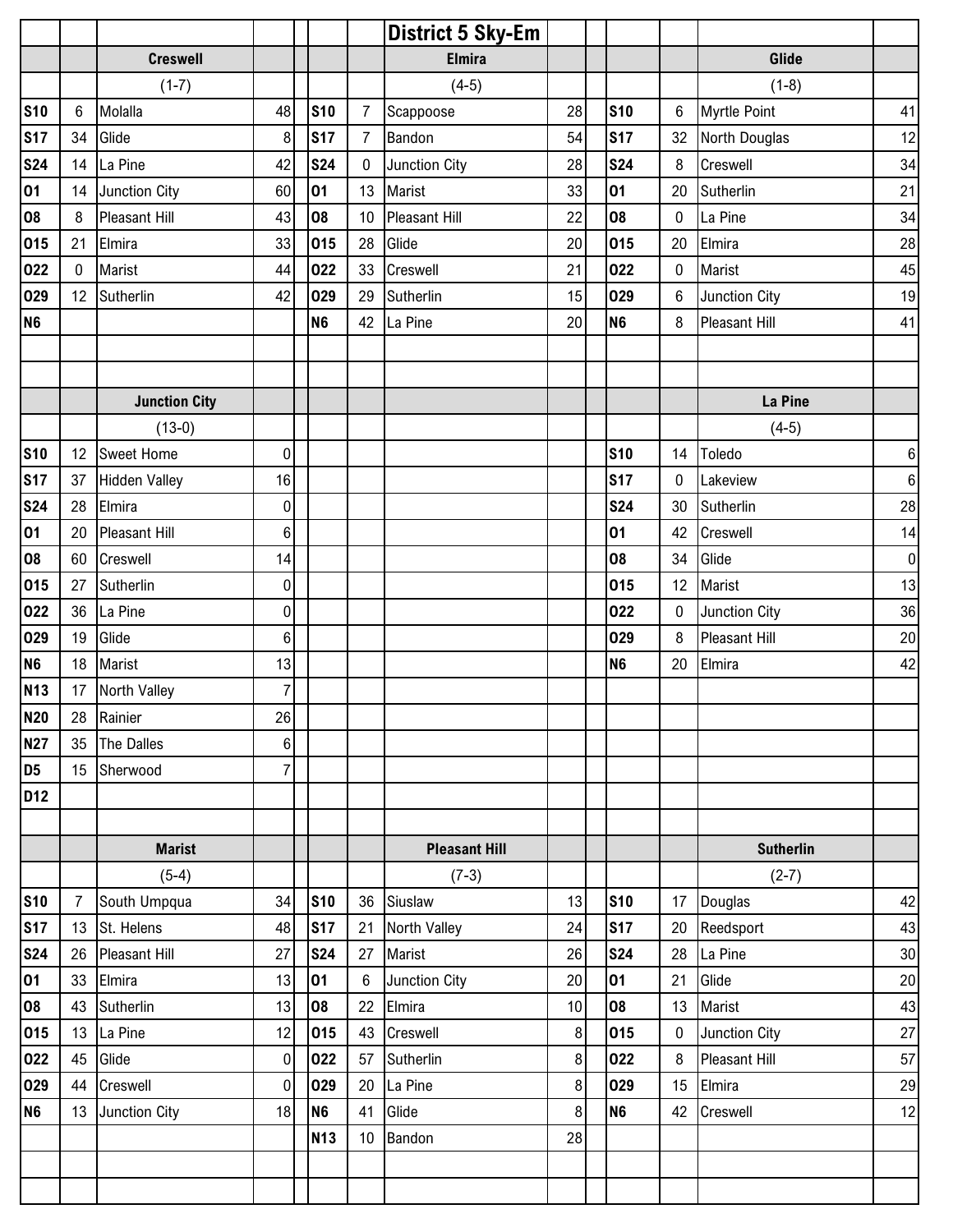# District 5 Sky-Em

## Creswell

(1-7)

| Date | Score | Opponent | Opp Score |
|---|---|---|---|
| S10 | 6 | Molalla | 48 |
| S17 | 34 | Glide | 8 |
| S24 | 14 | La Pine | 42 |
| O1 | 14 | Junction City | 60 |
| O8 | 8 | Pleasant Hill | 43 |
| O15 | 21 | Elmira | 33 |
| O22 | 0 | Marist | 44 |
| O29 | 12 | Sutherlin | 42 |
| N6 | | | |

## Elmira

(4-5)

| Date | Score | Opponent | Opp Score |
|---|---|---|---|
| S10 | 7 | Scappoose | 28 |
| S17 | 7 | Bandon | 54 |
| S24 | 0 | Junction City | 28 |
| O1 | 13 | Marist | 33 |
| O8 | 10 | Pleasant Hill | 22 |
| O15 | 28 | Glide | 20 |
| O22 | 33 | Creswell | 21 |
| O29 | 29 | Sutherlin | 15 |
| N6 | 42 | La Pine | 20 |

## Glide

(1-8)

| Date | Score | Opponent | Opp Score |
|---|---|---|---|
| S10 | 6 | Myrtle Point | 41 |
| S17 | 32 | North Douglas | 12 |
| S24 | 8 | Creswell | 34 |
| O1 | 20 | Sutherlin | 21 |
| O8 | 0 | La Pine | 34 |
| O15 | 20 | Elmira | 28 |
| O22 | 0 | Marist | 45 |
| O29 | 6 | Junction City | 19 |
| N6 | 8 | Pleasant Hill | 41 |

## Junction City

(13-0)

| Date | Score | Opponent | Opp Score |
|---|---|---|---|
| S10 | 12 | Sweet Home | 0 |
| S17 | 37 | Hidden Valley | 16 |
| S24 | 28 | Elmira | 0 |
| O1 | 20 | Pleasant Hill | 6 |
| O8 | 60 | Creswell | 14 |
| O15 | 27 | Sutherlin | 0 |
| O22 | 36 | La Pine | 0 |
| O29 | 19 | Glide | 6 |
| N6 | 18 | Marist | 13 |
| N13 | 17 | North Valley | 7 |
| N20 | 28 | Rainier | 26 |
| N27 | 35 | The Dalles | 6 |
| D5 | 15 | Sherwood | 7 |
| D12 | | | |

## La Pine

(4-5)

| Date | Score | Opponent | Opp Score |
|---|---|---|---|
| S10 | 14 | Toledo | 6 |
| S17 | 0 | Lakeview | 6 |
| S24 | 30 | Sutherlin | 28 |
| O1 | 42 | Creswell | 14 |
| O8 | 34 | Glide | 0 |
| O15 | 12 | Marist | 13 |
| O22 | 0 | Junction City | 36 |
| O29 | 8 | Pleasant Hill | 20 |
| N6 | 20 | Elmira | 42 |

## Marist

(5-4)

| Date | Score | Opponent | Opp Score |
|---|---|---|---|
| S10 | 7 | South Umpqua | 34 |
| S17 | 13 | St. Helens | 48 |
| S24 | 26 | Pleasant Hill | 27 |
| O1 | 33 | Elmira | 13 |
| O8 | 43 | Sutherlin | 13 |
| O15 | 13 | La Pine | 12 |
| O22 | 45 | Glide | 0 |
| O29 | 44 | Creswell | 0 |
| N6 | 13 | Junction City | 18 |

## Pleasant Hill

(7-3)

| Date | Score | Opponent | Opp Score |
|---|---|---|---|
| S10 | 36 | Siuslaw | 13 |
| S17 | 21 | North Valley | 24 |
| S24 | 27 | Marist | 26 |
| O1 | 6 | Junction City | 20 |
| O8 | 22 | Elmira | 10 |
| O15 | 43 | Creswell | 8 |
| O22 | 57 | Sutherlin | 8 |
| O29 | 20 | La Pine | 8 |
| N6 | 41 | Glide | 8 |
| N13 | 10 | Bandon | 28 |

## Sutherlin

(2-7)

| Date | Score | Opponent | Opp Score |
|---|---|---|---|
| S10 | 17 | Douglas | 42 |
| S17 | 20 | Reedsport | 43 |
| S24 | 28 | La Pine | 30 |
| O1 | 21 | Glide | 20 |
| O8 | 13 | Marist | 43 |
| O15 | 0 | Junction City | 27 |
| O22 | 8 | Pleasant Hill | 57 |
| O29 | 15 | Elmira | 29 |
| N6 | 42 | Creswell | 12 |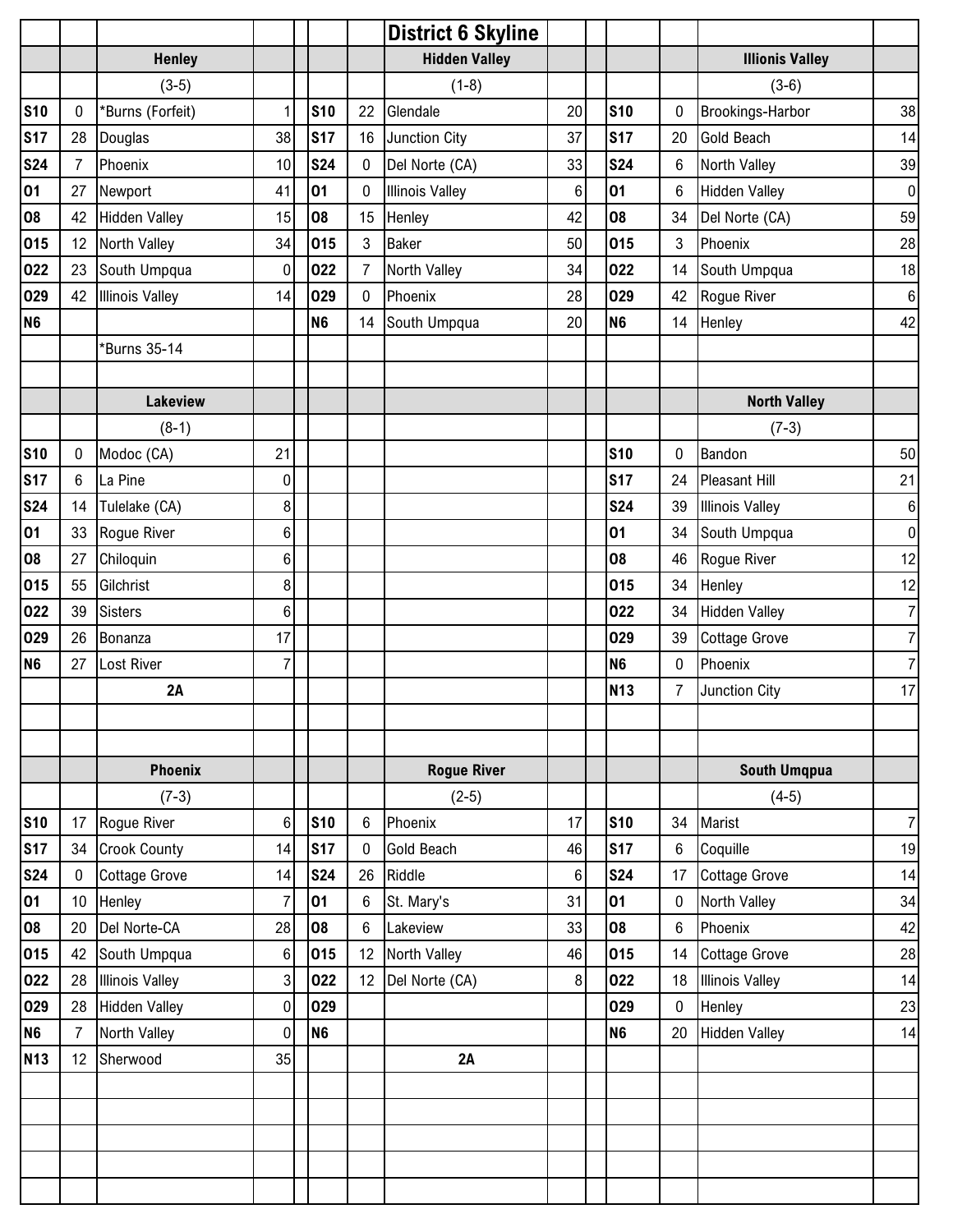# District 6 Skyline

## Henley

(3-5)

| Date | Score | Opponent | Opp |
|---|---|---|---|
| S10 | 0 | *Burns (Forfeit) | 1 |
| S17 | 28 | Douglas | 38 |
| S24 | 7 | Phoenix | 10 |
| O1 | 27 | Newport | 41 |
| O8 | 42 | Hidden Valley | 15 |
| O15 | 12 | North Valley | 34 |
| O22 | 23 | South Umpqua | 0 |
| O29 | 42 | Illinois Valley | 14 |
| N6 | | | |

*Burns 35-14

## Hidden Valley

(1-8)

| Date | Score | Opponent | Opp |
|---|---|---|---|
| S10 | 22 | Glendale | 20 |
| S17 | 16 | Junction City | 37 |
| S24 | 0 | Del Norte (CA) | 33 |
| O1 | 0 | Illinois Valley | 6 |
| O8 | 15 | Henley | 42 |
| O15 | 3 | Baker | 50 |
| O22 | 7 | North Valley | 34 |
| O29 | 0 | Phoenix | 28 |
| N6 | 14 | South Umpqua | 20 |

## Illionis Valley

(3-6)

| Date | Score | Opponent | Opp |
|---|---|---|---|
| S10 | 0 | Brookings-Harbor | 38 |
| S17 | 20 | Gold Beach | 14 |
| S24 | 6 | North Valley | 39 |
| O1 | 6 | Hidden Valley | 0 |
| O8 | 34 | Del Norte (CA) | 59 |
| O15 | 3 | Phoenix | 28 |
| O22 | 14 | South Umpqua | 18 |
| O29 | 42 | Rogue River | 6 |
| N6 | 14 | Henley | 42 |

## Lakeview

(8-1)

| Date | Score | Opponent | Opp |
|---|---|---|---|
| S10 | 0 | Modoc (CA) | 21 |
| S17 | 6 | La Pine | 0 |
| S24 | 14 | Tulelake (CA) | 8 |
| O1 | 33 | Rogue River | 6 |
| O8 | 27 | Chiloquin | 6 |
| O15 | 55 | Gilchrist | 8 |
| O22 | 39 | Sisters | 6 |
| O29 | 26 | Bonanza | 17 |
| N6 | 27 | Lost River | 7 |

2A

## North Valley

(7-3)

| Date | Score | Opponent | Opp |
|---|---|---|---|
| S10 | 0 | Bandon | 50 |
| S17 | 24 | Pleasant Hill | 21 |
| S24 | 39 | Illinois Valley | 6 |
| O1 | 34 | South Umpqua | 0 |
| O8 | 46 | Rogue River | 12 |
| O15 | 34 | Henley | 12 |
| O22 | 34 | Hidden Valley | 7 |
| O29 | 39 | Cottage Grove | 7 |
| N6 | 0 | Phoenix | 7 |
| N13 | 7 | Junction City | 17 |

## Phoenix

(7-3)

| Date | Score | Opponent | Opp |
|---|---|---|---|
| S10 | 17 | Rogue River | 6 |
| S17 | 34 | Crook County | 14 |
| S24 | 0 | Cottage Grove | 14 |
| O1 | 10 | Henley | 7 |
| O8 | 20 | Del Norte-CA | 28 |
| O15 | 42 | South Umpqua | 6 |
| O22 | 28 | Illinois Valley | 3 |
| O29 | 28 | Hidden Valley | 0 |
| N6 | 7 | North Valley | 0 |
| N13 | 12 | Sherwood | 35 |

## Rogue River

(2-5)

| Date | Score | Opponent | Opp |
|---|---|---|---|
| S10 | 6 | Phoenix | 17 |
| S17 | 0 | Gold Beach | 46 |
| S24 | 26 | Riddle | 6 |
| O1 | 6 | St. Mary's | 31 |
| O8 | 6 | Lakeview | 33 |
| O15 | 12 | North Valley | 46 |
| O22 | 12 | Del Norte (CA) | 8 |
| O29 | | | |
| N6 | | | |

2A

## South Umqpua

(4-5)

| Date | Score | Opponent | Opp |
|---|---|---|---|
| S10 | 34 | Marist | 7 |
| S17 | 6 | Coquille | 19 |
| S24 | 17 | Cottage Grove | 14 |
| O1 | 0 | North Valley | 34 |
| O8 | 6 | Phoenix | 42 |
| O15 | 14 | Cottage Grove | 28 |
| O22 | 18 | Illinois Valley | 14 |
| O29 | 0 | Henley | 23 |
| N6 | 20 | Hidden Valley | 14 |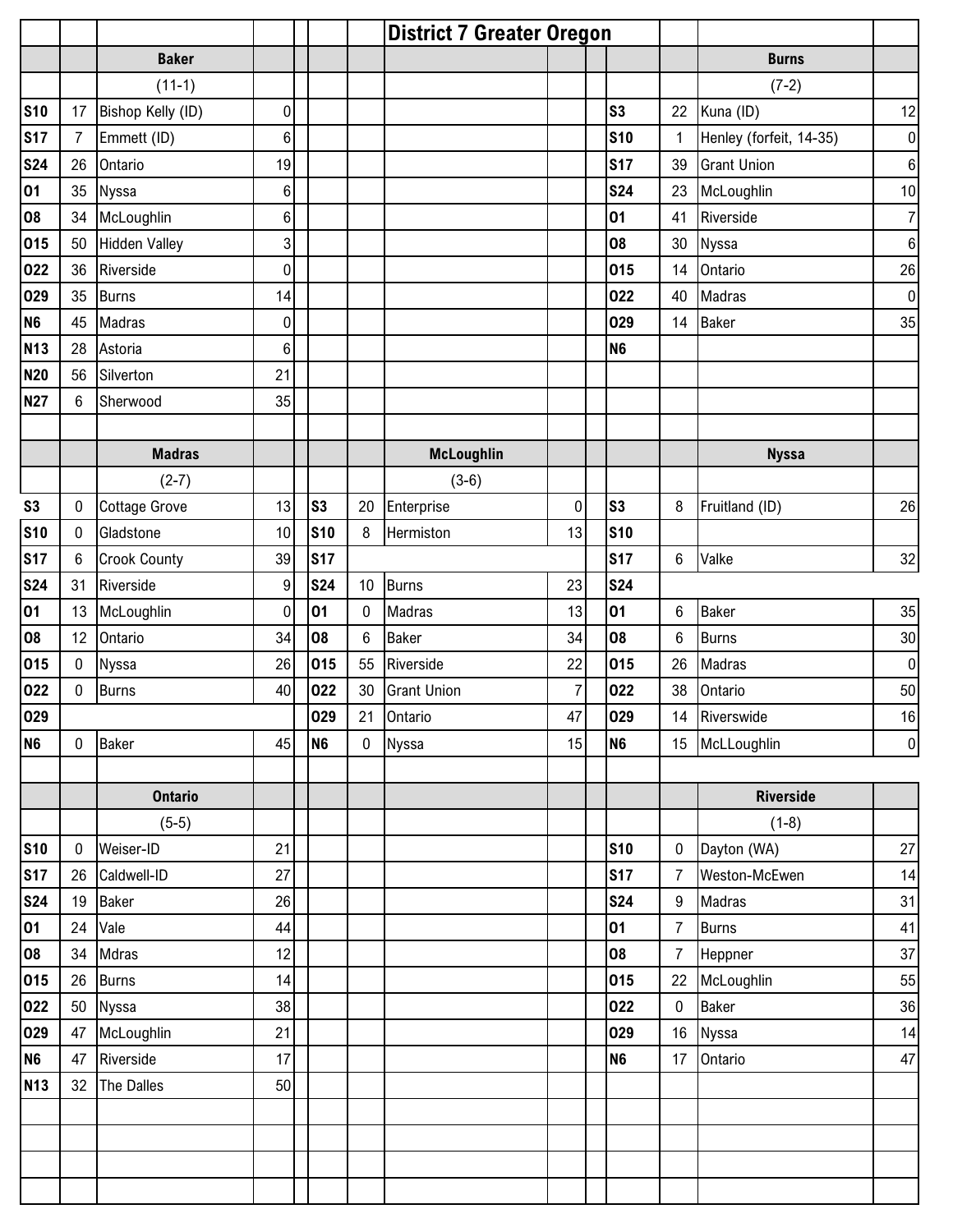# District 7 Greater Oregon

## Baker

(11-1)

| Date | Score | Opponent | Opp. Score |
|---|---|---|---|
| S10 | 17 | Bishop Kelly (ID) | 0 |
| S17 | 7 | Emmett (ID) | 6 |
| S24 | 26 | Ontario | 19 |
| O1 | 35 | Nyssa | 6 |
| O8 | 34 | McLoughlin | 6 |
| O15 | 50 | Hidden Valley | 3 |
| O22 | 36 | Riverside | 0 |
| O29 | 35 | Burns | 14 |
| N6 | 45 | Madras | 0 |
| N13 | 28 | Astoria | 6 |
| N20 | 56 | Silverton | 21 |
| N27 | 6 | Sherwood | 35 |

## Burns

(7-2)

| Date | Score | Opponent | Opp. Score |
|---|---|---|---|
| S3 | 22 | Kuna (ID) | 12 |
| S10 | 1 | Henley (forfeit, 14-35) | 0 |
| S17 | 39 | Grant Union | 6 |
| S24 | 23 | McLoughlin | 10 |
| O1 | 41 | Riverside | 7 |
| O8 | 30 | Nyssa | 6 |
| O15 | 14 | Ontario | 26 |
| O22 | 40 | Madras | 0 |
| O29 | 14 | Baker | 35 |
| N6 | | | |

## Madras

(2-7)

| Date | Score | Opponent | Opp. Score |
|---|---|---|---|
| S3 | 0 | Cottage Grove | 13 |
| S10 | 0 | Gladstone | 10 |
| S17 | 6 | Crook County | 39 |
| S24 | 31 | Riverside | 9 |
| O1 | 13 | McLoughlin | 0 |
| O8 | 12 | Ontario | 34 |
| O15 | 0 | Nyssa | 26 |
| O22 | 0 | Burns | 40 |
| O29 | | | |
| N6 | 0 | Baker | 45 |

## McLoughlin

(3-6)

| Date | Score | Opponent | Opp. Score |
|---|---|---|---|
| S3 | 20 | Enterprise | 0 |
| S10 | 8 | Hermiston | 13 |
| S17 | | | |
| S24 | 10 | Burns | 23 |
| O1 | 0 | Madras | 13 |
| O8 | 6 | Baker | 34 |
| O15 | 55 | Riverside | 22 |
| O22 | 30 | Grant Union | 7 |
| O29 | 21 | Ontario | 47 |
| N6 | 0 | Nyssa | 15 |

## Nyssa

| Date | Score | Opponent | Opp. Score |
|---|---|---|---|
| S3 | 8 | Fruitland (ID) | 26 |
| S10 | | | |
| S17 | 6 | Valke | 32 |
| S24 | | | |
| O1 | 6 | Baker | 35 |
| O8 | 6 | Burns | 30 |
| O15 | 26 | Madras | 0 |
| O22 | 38 | Ontario | 50 |
| O29 | 14 | Riverswide | 16 |
| N6 | 15 | McLLoughlin | 0 |

## Ontario

(5-5)

| Date | Score | Opponent | Opp. Score |
|---|---|---|---|
| S10 | 0 | Weiser-ID | 21 |
| S17 | 26 | Caldwell-ID | 27 |
| S24 | 19 | Baker | 26 |
| O1 | 24 | Vale | 44 |
| O8 | 34 | Mdras | 12 |
| O15 | 26 | Burns | 14 |
| O22 | 50 | Nyssa | 38 |
| O29 | 47 | McLoughlin | 21 |
| N6 | 47 | Riverside | 17 |
| N13 | 32 | The Dalles | 50 |

## Riverside

(1-8)

| Date | Score | Opponent | Opp. Score |
|---|---|---|---|
| S10 | 0 | Dayton (WA) | 27 |
| S17 | 7 | Weston-McEwen | 14 |
| S24 | 9 | Madras | 31 |
| O1 | 7 | Burns | 41 |
| O8 | 7 | Heppner | 37 |
| O15 | 22 | McLoughlin | 55 |
| O22 | 0 | Baker | 36 |
| O29 | 16 | Nyssa | 14 |
| N6 | 17 | Ontario | 47 |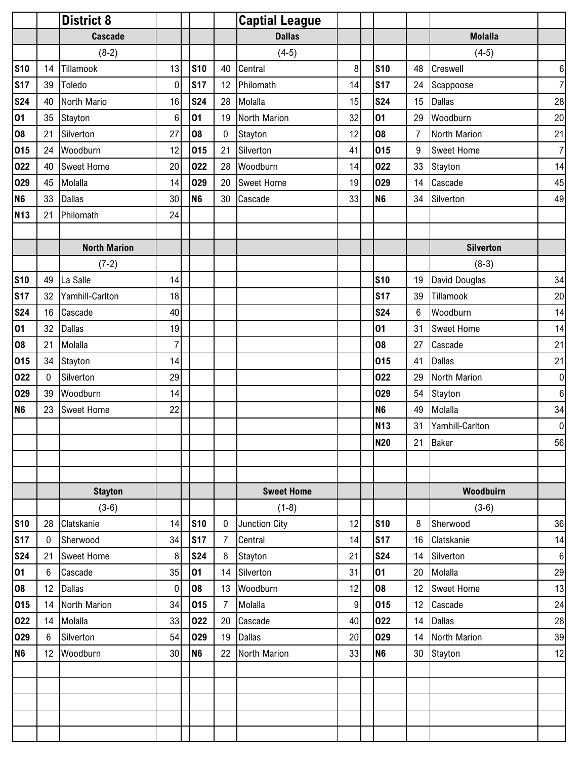| | | District 8 | | | | | Captial League | | | | | | |
|---|---|---|---|---|---|---|---|---|---|---|---|---|---|
| | | **Cascade** | | | | | **Dallas** | | | | | **Molalla** | |
| | | (8-2) | | | | | (4-5) | | | | | (4-5) | |
| **S10** | 14 | Tillamook | 13 | | **S10** | 40 | Central | 8 | | **S10** | 48 | Creswell | 6 |
| **S17** | 39 | Toledo | 0 | | **S17** | 12 | Philomath | 14 | | **S17** | 24 | Scappoose | 7 |
| **S24** | 40 | North Mario | 16 | | **S24** | 28 | Molalla | 15 | | **S24** | 15 | Dallas | 28 |
| **O1** | 35 | Stayton | 6 | | **O1** | 19 | North Marion | 32 | | **O1** | 29 | Woodburn | 20 |
| **O8** | 21 | Silverton | 27 | | **O8** | 0 | Stayton | 12 | | **O8** | 7 | North Marion | 21 |
| **O15** | 24 | Woodburn | 12 | | **O15** | 21 | Silverton | 41 | | **O15** | 9 | Sweet Home | 7 |
| **O22** | 40 | Sweet Home | 20 | | **O22** | 28 | Woodburn | 14 | | **O22** | 33 | Stayton | 14 |
| **O29** | 45 | Molalla | 14 | | **O29** | 20 | Sweet Home | 19 | | **O29** | 14 | Cascade | 45 |
| **N6** | 33 | Dallas | 30 | | **N6** | 30 | Cascade | 33 | | **N6** | 34 | Silverton | 49 |
| **N13** | 21 | Philomath | 24 | | | | | | | | | | |
| | | | | | | | | | | | | | |
| | | **North Marion** | | | | | | | | | | **Silverton** | |
| | | (7-2) | | | | | | | | | | (8-3) | |
| **S10** | 49 | La Salle | 14 | | | | | | | **S10** | 19 | David Douglas | 34 |
| **S17** | 32 | Yamhill-Carlton | 18 | | | | | | | **S17** | 39 | Tillamook | 20 |
| **S24** | 16 | Cascade | 40 | | | | | | | **S24** | 6 | Woodburn | 14 |
| **O1** | 32 | Dallas | 19 | | | | | | | **O1** | 31 | Sweet Home | 14 |
| **O8** | 21 | Molalla | 7 | | | | | | | **O8** | 27 | Cascade | 21 |
| **O15** | 34 | Stayton | 14 | | | | | | | **O15** | 41 | Dallas | 21 |
| **O22** | 0 | Silverton | 29 | | | | | | | **O22** | 29 | North Marion | 0 |
| **O29** | 39 | Woodburn | 14 | | | | | | | **O29** | 54 | Stayton | 6 |
| **N6** | 23 | Sweet Home | 22 | | | | | | | **N6** | 49 | Molalla | 34 |
| | | | | | | | | | | **N13** | 31 | Yamhill-Carlton | 0 |
| | | | | | | | | | | **N20** | 21 | Baker | 56 |
| | | | | | | | | | | | | | |
| | | **Stayton** | | | | | **Sweet Home** | | | | | **Woodbuirn** | |
| | | (3-6) | | | | | (1-8) | | | | | (3-6) | |
| **S10** | 28 | Clatskanie | 14 | | **S10** | 0 | Junction City | 12 | | **S10** | 8 | Sherwood | 36 |
| **S17** | 0 | Sherwood | 34 | | **S17** | 7 | Central | 14 | | **S17** | 16 | Clatskanie | 14 |
| **S24** | 21 | Sweet Home | 8 | | **S24** | 8 | Stayton | 21 | | **S24** | 14 | Silverton | 6 |
| **O1** | 6 | Cascade | 35 | | **O1** | 14 | Silverton | 31 | | **O1** | 20 | Molalla | 29 |
| **O8** | 12 | Dallas | 0 | | **O8** | 13 | Woodburn | 12 | | **O8** | 12 | Sweet Home | 13 |
| **O15** | 14 | North Marion | 34 | | **O15** | 7 | Molalla | 9 | | **O15** | 12 | Cascade | 24 |
| **O22** | 14 | Molalla | 33 | | **O22** | 20 | Cascade | 40 | | **O22** | 14 | Dallas | 28 |
| **O29** | 6 | Silverton | 54 | | **O29** | 19 | Dallas | 20 | | **O29** | 14 | North Marion | 39 |
| **N6** | 12 | Woodburn | 30 | | **N6** | 22 | North Marion | 33 | | **N6** | 30 | Stayton | 12 |